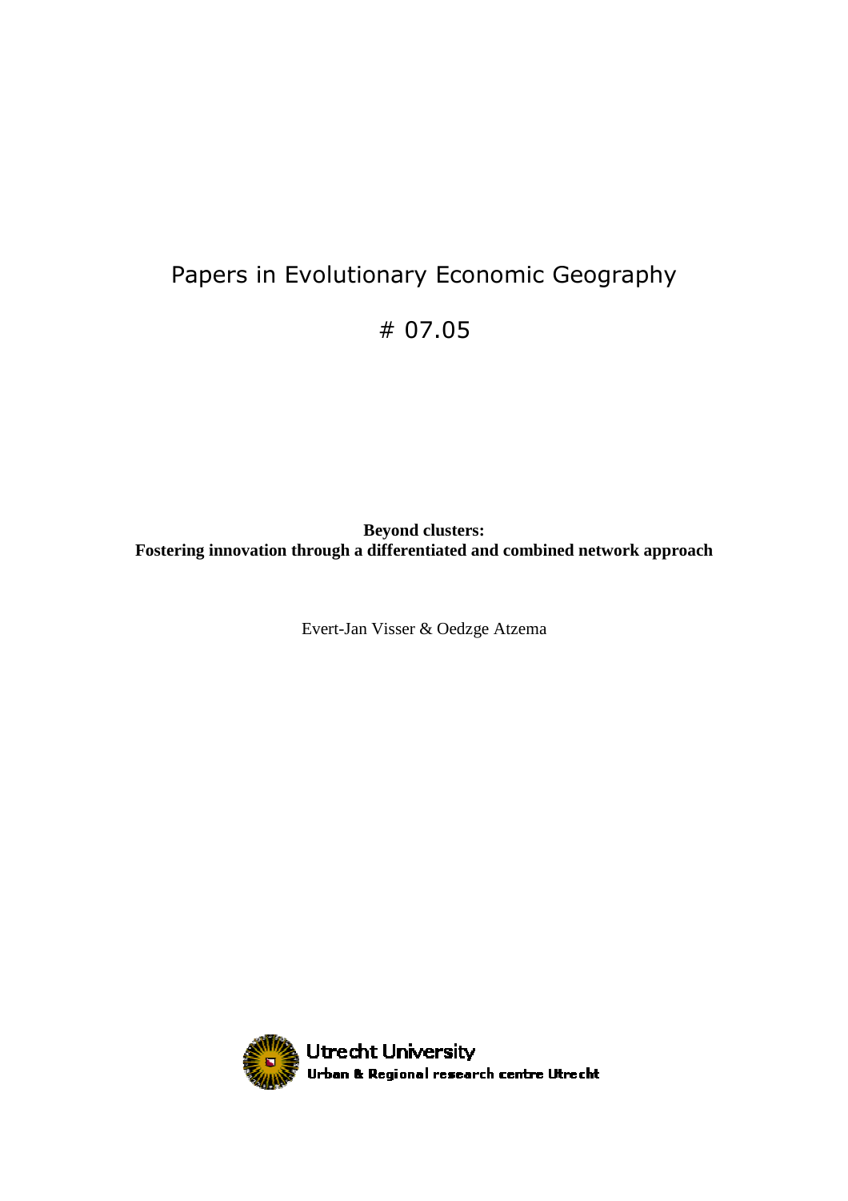Papers in Evolutionary Economic Geography

# 07.05

**Beyond clusters:**
**Fostering innovation through a differentiated and combined network approach**

Evert-Jan Visser & Oedzge Atzema

Utrecht University
Urban & Regional research centre Utrecht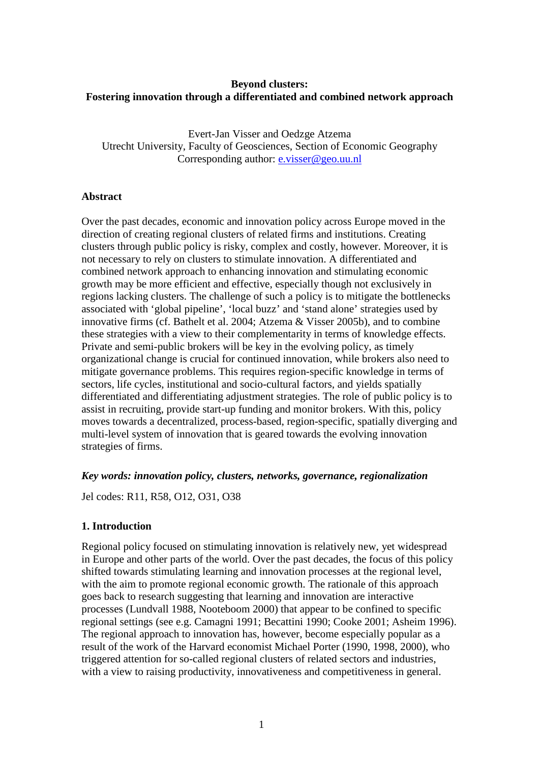**Beyond clusters:**
**Fostering innovation through a differentiated and combined network approach**

Evert-Jan Visser and Oedzge Atzema
Utrecht University, Faculty of Geosciences, Section of Economic Geography
Corresponding author: e.visser@geo.uu.nl

**Abstract**

Over the past decades, economic and innovation policy across Europe moved in the direction of creating regional clusters of related firms and institutions. Creating clusters through public policy is risky, complex and costly, however. Moreover, it is not necessary to rely on clusters to stimulate innovation. A differentiated and combined network approach to enhancing innovation and stimulating economic growth may be more efficient and effective, especially though not exclusively in regions lacking clusters. The challenge of such a policy is to mitigate the bottlenecks associated with 'global pipeline', 'local buzz' and 'stand alone' strategies used by innovative firms (cf. Bathelt et al. 2004; Atzema & Visser 2005b), and to combine these strategies with a view to their complementarity in terms of knowledge effects. Private and semi-public brokers will be key in the evolving policy, as timely organizational change is crucial for continued innovation, while brokers also need to mitigate governance problems. This requires region-specific knowledge in terms of sectors, life cycles, institutional and socio-cultural factors, and yields spatially differentiated and differentiating adjustment strategies. The role of public policy is to assist in recruiting, provide start-up funding and monitor brokers. With this, policy moves towards a decentralized, process-based, region-specific, spatially diverging and multi-level system of innovation that is geared towards the evolving innovation strategies of firms.

***Key words: innovation policy, clusters, networks, governance, regionalization***

Jel codes: R11, R58, O12, O31, O38

## 1. Introduction

Regional policy focused on stimulating innovation is relatively new, yet widespread in Europe and other parts of the world. Over the past decades, the focus of this policy shifted towards stimulating learning and innovation processes at the regional level, with the aim to promote regional economic growth. The rationale of this approach goes back to research suggesting that learning and innovation are interactive processes (Lundvall 1988, Nooteboom 2000) that appear to be confined to specific regional settings (see e.g. Camagni 1991; Becattini 1990; Cooke 2001; Asheim 1996). The regional approach to innovation has, however, become especially popular as a result of the work of the Harvard economist Michael Porter (1990, 1998, 2000), who triggered attention for so-called regional clusters of related sectors and industries, with a view to raising productivity, innovativeness and competitiveness in general.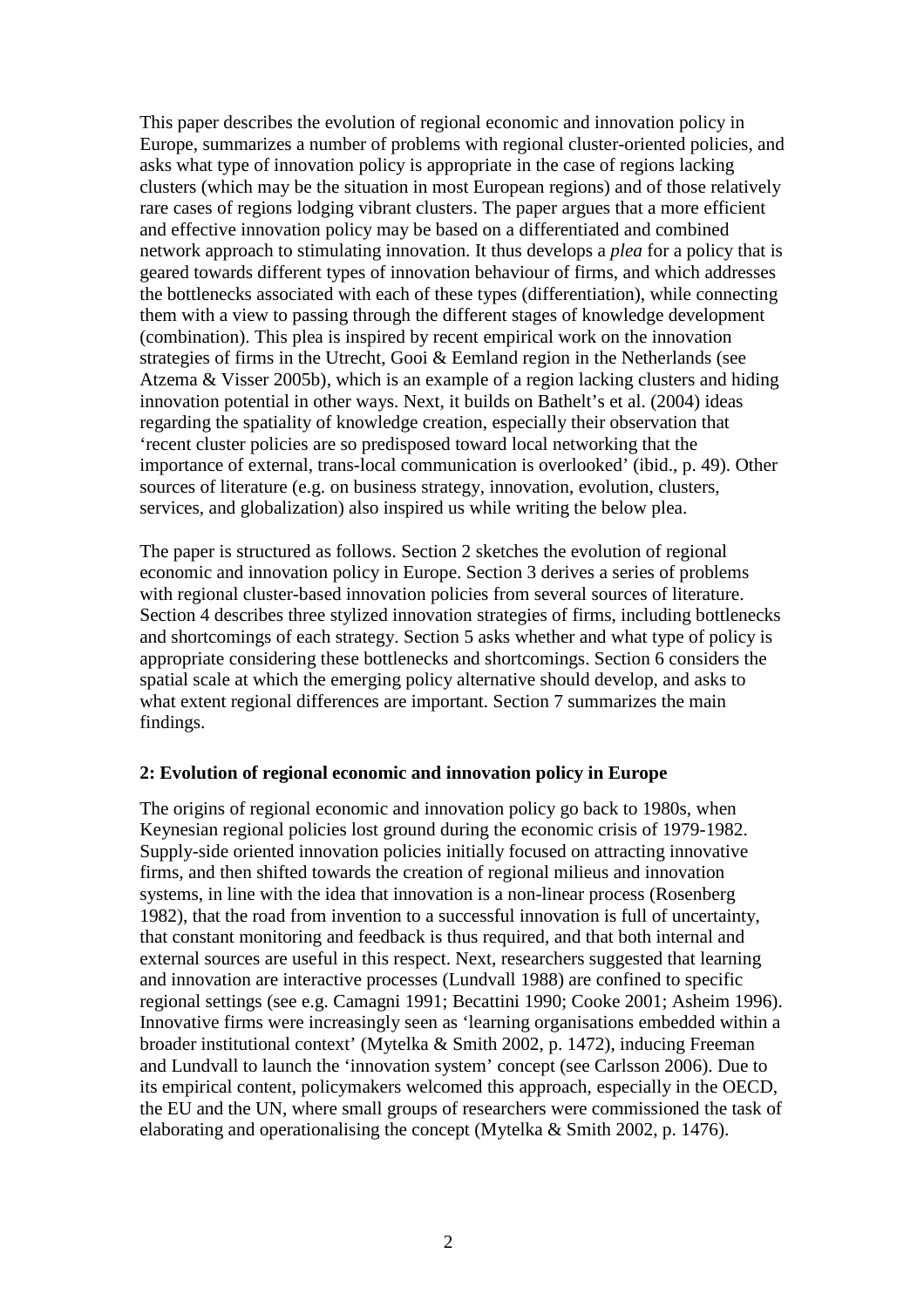This paper describes the evolution of regional economic and innovation policy in Europe, summarizes a number of problems with regional cluster-oriented policies, and asks what type of innovation policy is appropriate in the case of regions lacking clusters (which may be the situation in most European regions) and of those relatively rare cases of regions lodging vibrant clusters. The paper argues that a more efficient and effective innovation policy may be based on a differentiated and combined network approach to stimulating innovation. It thus develops a *plea* for a policy that is geared towards different types of innovation behaviour of firms, and which addresses the bottlenecks associated with each of these types (differentiation), while connecting them with a view to passing through the different stages of knowledge development (combination). This plea is inspired by recent empirical work on the innovation strategies of firms in the Utrecht, Gooi & Eemland region in the Netherlands (see Atzema & Visser 2005b), which is an example of a region lacking clusters and hiding innovation potential in other ways. Next, it builds on Bathelt's et al. (2004) ideas regarding the spatiality of knowledge creation, especially their observation that 'recent cluster policies are so predisposed toward local networking that the importance of external, trans-local communication is overlooked' (ibid., p. 49). Other sources of literature (e.g. on business strategy, innovation, evolution, clusters, services, and globalization) also inspired us while writing the below plea.

The paper is structured as follows. Section 2 sketches the evolution of regional economic and innovation policy in Europe. Section 3 derives a series of problems with regional cluster-based innovation policies from several sources of literature. Section 4 describes three stylized innovation strategies of firms, including bottlenecks and shortcomings of each strategy. Section 5 asks whether and what type of policy is appropriate considering these bottlenecks and shortcomings. Section 6 considers the spatial scale at which the emerging policy alternative should develop, and asks to what extent regional differences are important. Section 7 summarizes the main findings.

## 2: Evolution of regional economic and innovation policy in Europe

The origins of regional economic and innovation policy go back to 1980s, when Keynesian regional policies lost ground during the economic crisis of 1979-1982. Supply-side oriented innovation policies initially focused on attracting innovative firms, and then shifted towards the creation of regional milieus and innovation systems, in line with the idea that innovation is a non-linear process (Rosenberg 1982), that the road from invention to a successful innovation is full of uncertainty, that constant monitoring and feedback is thus required, and that both internal and external sources are useful in this respect. Next, researchers suggested that learning and innovation are interactive processes (Lundvall 1988) are confined to specific regional settings (see e.g. Camagni 1991; Becattini 1990; Cooke 2001; Asheim 1996). Innovative firms were increasingly seen as 'learning organisations embedded within a broader institutional context' (Mytelka & Smith 2002, p. 1472), inducing Freeman and Lundvall to launch the 'innovation system' concept (see Carlsson 2006). Due to its empirical content, policymakers welcomed this approach, especially in the OECD, the EU and the UN, where small groups of researchers were commissioned the task of elaborating and operationalising the concept (Mytelka & Smith 2002, p. 1476).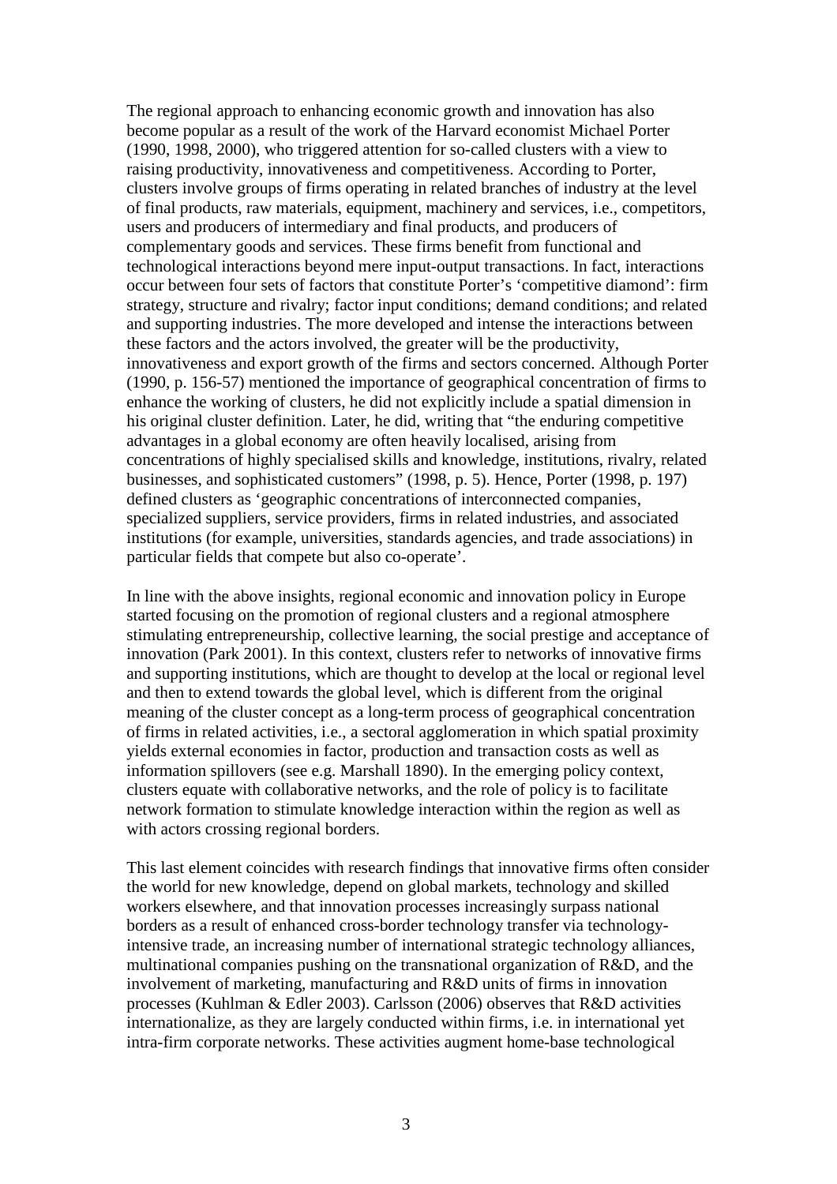The regional approach to enhancing economic growth and innovation has also become popular as a result of the work of the Harvard economist Michael Porter (1990, 1998, 2000), who triggered attention for so-called clusters with a view to raising productivity, innovativeness and competitiveness. According to Porter, clusters involve groups of firms operating in related branches of industry at the level of final products, raw materials, equipment, machinery and services, i.e., competitors, users and producers of intermediary and final products, and producers of complementary goods and services. These firms benefit from functional and technological interactions beyond mere input-output transactions. In fact, interactions occur between four sets of factors that constitute Porter's 'competitive diamond': firm strategy, structure and rivalry; factor input conditions; demand conditions; and related and supporting industries. The more developed and intense the interactions between these factors and the actors involved, the greater will be the productivity, innovativeness and export growth of the firms and sectors concerned. Although Porter (1990, p. 156-57) mentioned the importance of geographical concentration of firms to enhance the working of clusters, he did not explicitly include a spatial dimension in his original cluster definition. Later, he did, writing that "the enduring competitive advantages in a global economy are often heavily localised, arising from concentrations of highly specialised skills and knowledge, institutions, rivalry, related businesses, and sophisticated customers" (1998, p. 5). Hence, Porter (1998, p. 197) defined clusters as 'geographic concentrations of interconnected companies, specialized suppliers, service providers, firms in related industries, and associated institutions (for example, universities, standards agencies, and trade associations) in particular fields that compete but also co-operate'.

In line with the above insights, regional economic and innovation policy in Europe started focusing on the promotion of regional clusters and a regional atmosphere stimulating entrepreneurship, collective learning, the social prestige and acceptance of innovation (Park 2001). In this context, clusters refer to networks of innovative firms and supporting institutions, which are thought to develop at the local or regional level and then to extend towards the global level, which is different from the original meaning of the cluster concept as a long-term process of geographical concentration of firms in related activities, i.e., a sectoral agglomeration in which spatial proximity yields external economies in factor, production and transaction costs as well as information spillovers (see e.g. Marshall 1890). In the emerging policy context, clusters equate with collaborative networks, and the role of policy is to facilitate network formation to stimulate knowledge interaction within the region as well as with actors crossing regional borders.

This last element coincides with research findings that innovative firms often consider the world for new knowledge, depend on global markets, technology and skilled workers elsewhere, and that innovation processes increasingly surpass national borders as a result of enhanced cross-border technology transfer via technology-intensive trade, an increasing number of international strategic technology alliances, multinational companies pushing on the transnational organization of R&D, and the involvement of marketing, manufacturing and R&D units of firms in innovation processes (Kuhlman & Edler 2003). Carlsson (2006) observes that R&D activities internationalize, as they are largely conducted within firms, i.e. in international yet intra-firm corporate networks. These activities augment home-base technological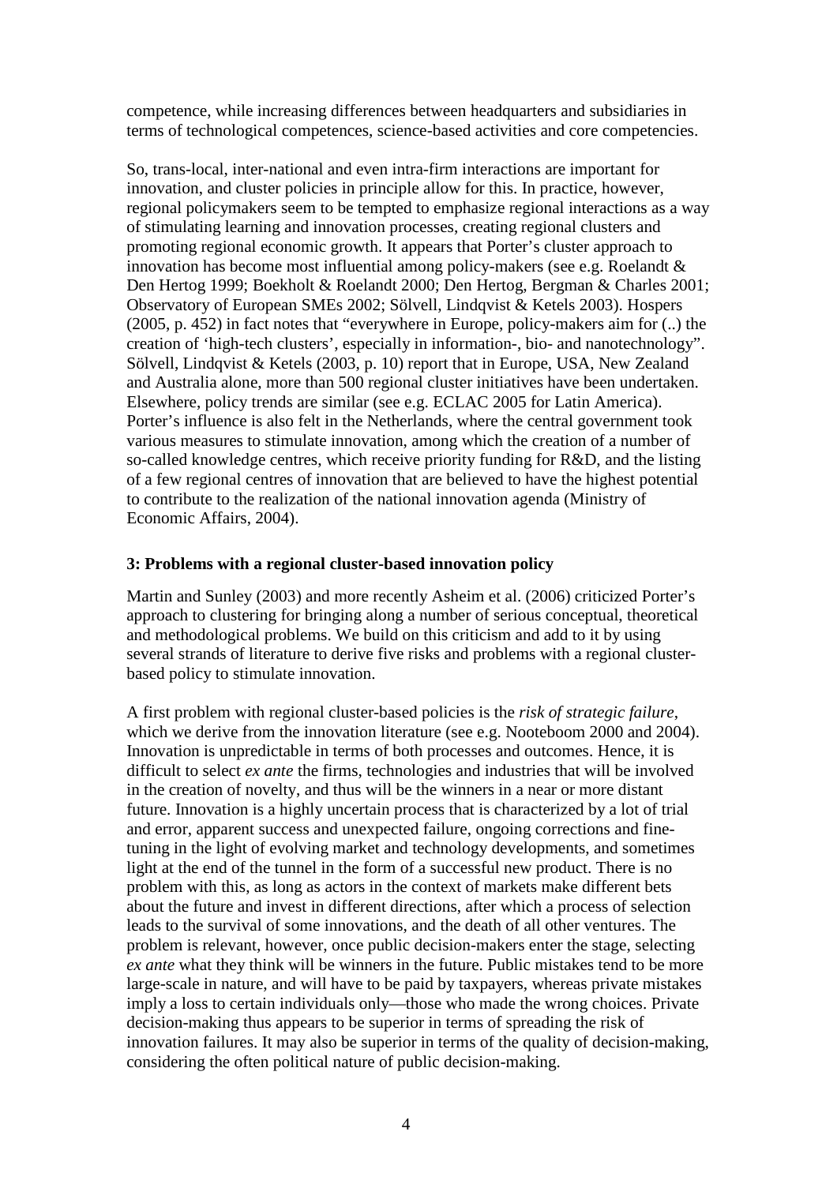competence, while increasing differences between headquarters and subsidiaries in terms of technological competences, science-based activities and core competencies.

So, trans-local, inter-national and even intra-firm interactions are important for innovation, and cluster policies in principle allow for this. In practice, however, regional policymakers seem to be tempted to emphasize regional interactions as a way of stimulating learning and innovation processes, creating regional clusters and promoting regional economic growth. It appears that Porter's cluster approach to innovation has become most influential among policy-makers (see e.g. Roelandt & Den Hertog 1999; Boekholt & Roelandt 2000; Den Hertog, Bergman & Charles 2001; Observatory of European SMEs 2002; Sölvell, Lindqvist & Ketels 2003). Hospers (2005, p. 452) in fact notes that "everywhere in Europe, policy-makers aim for (..) the creation of 'high-tech clusters', especially in information-, bio- and nanotechnology". Sölvell, Lindqvist & Ketels (2003, p. 10) report that in Europe, USA, New Zealand and Australia alone, more than 500 regional cluster initiatives have been undertaken. Elsewhere, policy trends are similar (see e.g. ECLAC 2005 for Latin America). Porter's influence is also felt in the Netherlands, where the central government took various measures to stimulate innovation, among which the creation of a number of so-called knowledge centres, which receive priority funding for R&D, and the listing of a few regional centres of innovation that are believed to have the highest potential to contribute to the realization of the national innovation agenda (Ministry of Economic Affairs, 2004).

## 3: Problems with a regional cluster-based innovation policy

Martin and Sunley (2003) and more recently Asheim et al. (2006) criticized Porter's approach to clustering for bringing along a number of serious conceptual, theoretical and methodological problems. We build on this criticism and add to it by using several strands of literature to derive five risks and problems with a regional cluster-based policy to stimulate innovation.

A first problem with regional cluster-based policies is the *risk of strategic failure*, which we derive from the innovation literature (see e.g. Nooteboom 2000 and 2004). Innovation is unpredictable in terms of both processes and outcomes. Hence, it is difficult to select *ex ante* the firms, technologies and industries that will be involved in the creation of novelty, and thus will be the winners in a near or more distant future. Innovation is a highly uncertain process that is characterized by a lot of trial and error, apparent success and unexpected failure, ongoing corrections and fine-tuning in the light of evolving market and technology developments, and sometimes light at the end of the tunnel in the form of a successful new product. There is no problem with this, as long as actors in the context of markets make different bets about the future and invest in different directions, after which a process of selection leads to the survival of some innovations, and the death of all other ventures. The problem is relevant, however, once public decision-makers enter the stage, selecting *ex ante* what they think will be winners in the future. Public mistakes tend to be more large-scale in nature, and will have to be paid by taxpayers, whereas private mistakes imply a loss to certain individuals only—those who made the wrong choices. Private decision-making thus appears to be superior in terms of spreading the risk of innovation failures. It may also be superior in terms of the quality of decision-making, considering the often political nature of public decision-making.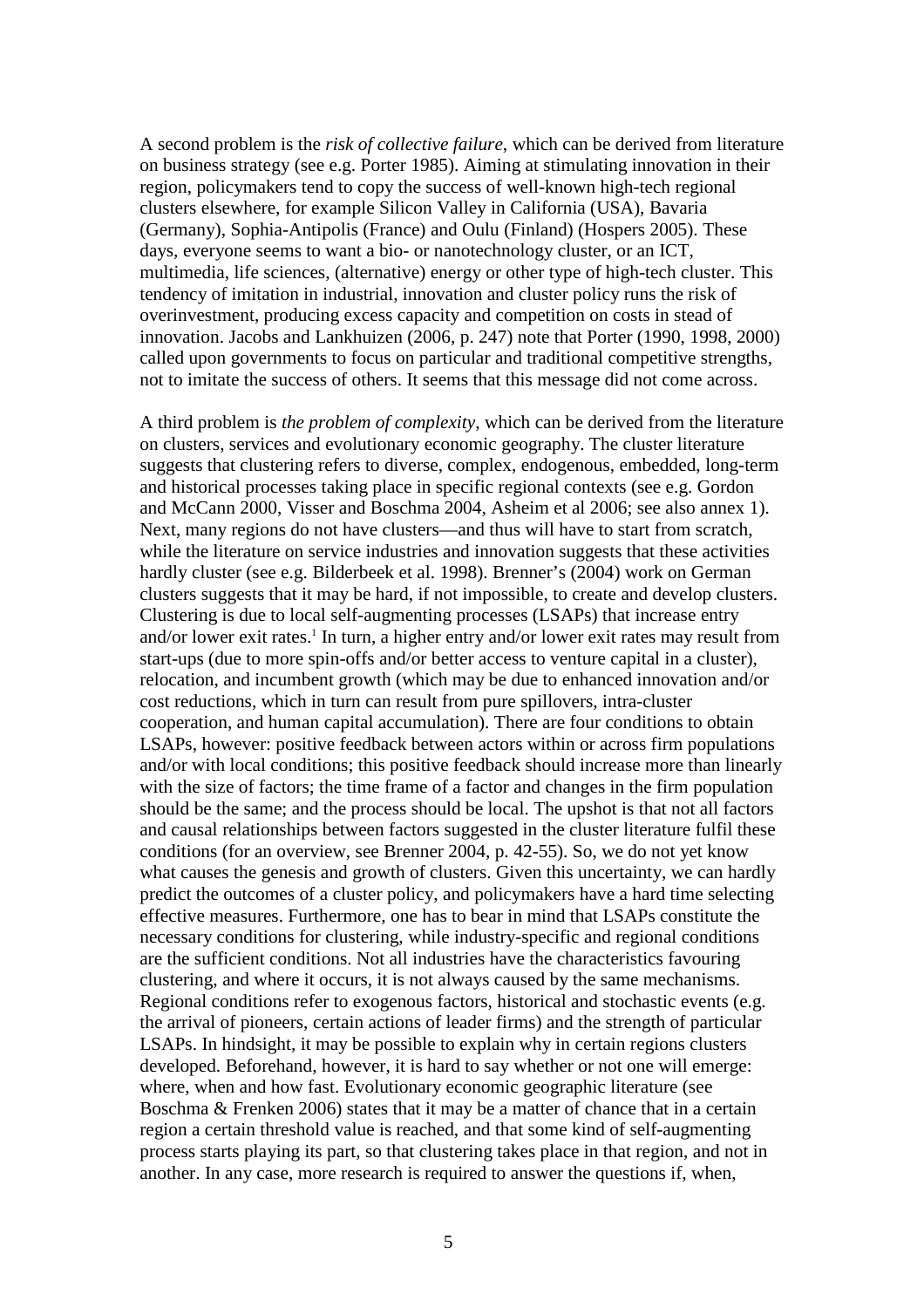A second problem is the *risk of collective failure*, which can be derived from literature on business strategy (see e.g. Porter 1985). Aiming at stimulating innovation in their region, policymakers tend to copy the success of well-known high-tech regional clusters elsewhere, for example Silicon Valley in California (USA), Bavaria (Germany), Sophia-Antipolis (France) and Oulu (Finland) (Hospers 2005). These days, everyone seems to want a bio- or nanotechnology cluster, or an ICT, multimedia, life sciences, (alternative) energy or other type of high-tech cluster. This tendency of imitation in industrial, innovation and cluster policy runs the risk of overinvestment, producing excess capacity and competition on costs in stead of innovation. Jacobs and Lankhuizen (2006, p. 247) note that Porter (1990, 1998, 2000) called upon governments to focus on particular and traditional competitive strengths, not to imitate the success of others. It seems that this message did not come across.

A third problem is *the problem of complexity*, which can be derived from the literature on clusters, services and evolutionary economic geography. The cluster literature suggests that clustering refers to diverse, complex, endogenous, embedded, long-term and historical processes taking place in specific regional contexts (see e.g. Gordon and McCann 2000, Visser and Boschma 2004, Asheim et al 2006; see also annex 1). Next, many regions do not have clusters—and thus will have to start from scratch, while the literature on service industries and innovation suggests that these activities hardly cluster (see e.g. Bilderbeek et al. 1998). Brenner's (2004) work on German clusters suggests that it may be hard, if not impossible, to create and develop clusters. Clustering is due to local self-augmenting processes (LSAPs) that increase entry and/or lower exit rates.[1] In turn, a higher entry and/or lower exit rates may result from start-ups (due to more spin-offs and/or better access to venture capital in a cluster), relocation, and incumbent growth (which may be due to enhanced innovation and/or cost reductions, which in turn can result from pure spillovers, intra-cluster cooperation, and human capital accumulation). There are four conditions to obtain LSAPs, however: positive feedback between actors within or across firm populations and/or with local conditions; this positive feedback should increase more than linearly with the size of factors; the time frame of a factor and changes in the firm population should be the same; and the process should be local. The upshot is that not all factors and causal relationships between factors suggested in the cluster literature fulfil these conditions (for an overview, see Brenner 2004, p. 42-55). So, we do not yet know what causes the genesis and growth of clusters. Given this uncertainty, we can hardly predict the outcomes of a cluster policy, and policymakers have a hard time selecting effective measures. Furthermore, one has to bear in mind that LSAPs constitute the necessary conditions for clustering, while industry-specific and regional conditions are the sufficient conditions. Not all industries have the characteristics favouring clustering, and where it occurs, it is not always caused by the same mechanisms. Regional conditions refer to exogenous factors, historical and stochastic events (e.g. the arrival of pioneers, certain actions of leader firms) and the strength of particular LSAPs. In hindsight, it may be possible to explain why in certain regions clusters developed. Beforehand, however, it is hard to say whether or not one will emerge: where, when and how fast. Evolutionary economic geographic literature (see Boschma & Frenken 2006) states that it may be a matter of chance that in a certain region a certain threshold value is reached, and that some kind of self-augmenting process starts playing its part, so that clustering takes place in that region, and not in another. In any case, more research is required to answer the questions if, when,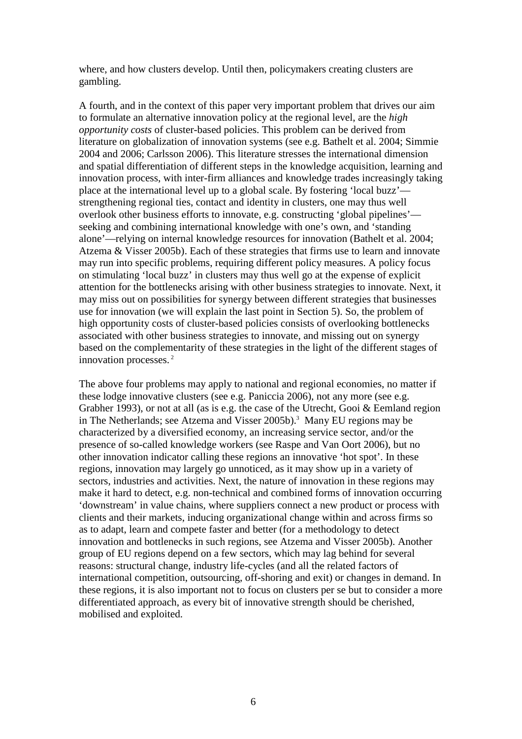where, and how clusters develop. Until then, policymakers creating clusters are gambling.

A fourth, and in the context of this paper very important problem that drives our aim to formulate an alternative innovation policy at the regional level, are the *high opportunity costs* of cluster-based policies. This problem can be derived from literature on globalization of innovation systems (see e.g. Bathelt et al. 2004; Simmie 2004 and 2006; Carlsson 2006). This literature stresses the international dimension and spatial differentiation of different steps in the knowledge acquisition, learning and innovation process, with inter-firm alliances and knowledge trades increasingly taking place at the international level up to a global scale. By fostering 'local buzz'—strengthening regional ties, contact and identity in clusters, one may thus well overlook other business efforts to innovate, e.g. constructing 'global pipelines'—seeking and combining international knowledge with one's own, and 'standing alone'—relying on internal knowledge resources for innovation (Bathelt et al. 2004; Atzema & Visser 2005b). Each of these strategies that firms use to learn and innovate may run into specific problems, requiring different policy measures. A policy focus on stimulating 'local buzz' in clusters may thus well go at the expense of explicit attention for the bottlenecks arising with other business strategies to innovate. Next, it may miss out on possibilities for synergy between different strategies that businesses use for innovation (we will explain the last point in Section 5). So, the problem of high opportunity costs of cluster-based policies consists of overlooking bottlenecks associated with other business strategies to innovate, and missing out on synergy based on the complementarity of these strategies in the light of the different stages of innovation processes. [2]

The above four problems may apply to national and regional economies, no matter if these lodge innovative clusters (see e.g. Paniccia 2006), not any more (see e.g. Grabher 1993), or not at all (as is e.g. the case of the Utrecht, Gooi & Eemland region in The Netherlands; see Atzema and Visser 2005b).[3] Many EU regions may be characterized by a diversified economy, an increasing service sector, and/or the presence of so-called knowledge workers (see Raspe and Van Oort 2006), but no other innovation indicator calling these regions an innovative 'hot spot'. In these regions, innovation may largely go unnoticed, as it may show up in a variety of sectors, industries and activities. Next, the nature of innovation in these regions may make it hard to detect, e.g. non-technical and combined forms of innovation occurring 'downstream' in value chains, where suppliers connect a new product or process with clients and their markets, inducing organizational change within and across firms so as to adapt, learn and compete faster and better (for a methodology to detect innovation and bottlenecks in such regions, see Atzema and Visser 2005b). Another group of EU regions depend on a few sectors, which may lag behind for several reasons: structural change, industry life-cycles (and all the related factors of international competition, outsourcing, off-shoring and exit) or changes in demand. In these regions, it is also important not to focus on clusters per se but to consider a more differentiated approach, as every bit of innovative strength should be cherished, mobilised and exploited.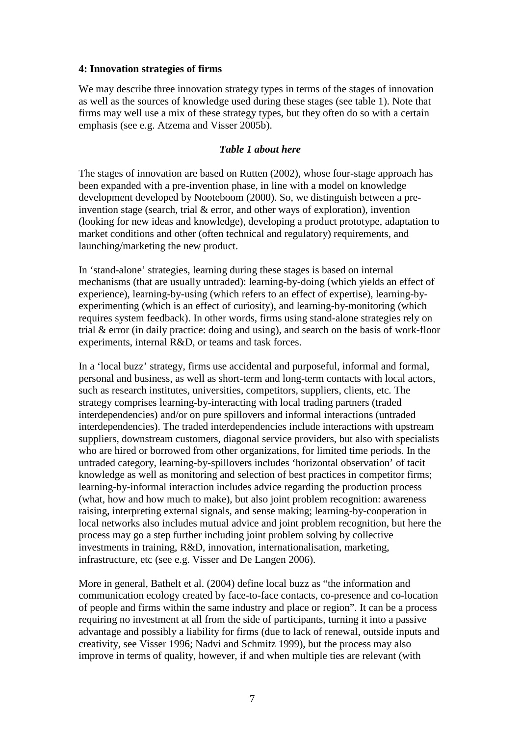### 4: Innovation strategies of firms

We may describe three innovation strategy types in terms of the stages of innovation as well as the sources of knowledge used during these stages (see table 1). Note that firms may well use a mix of these strategy types, but they often do so with a certain emphasis (see e.g. Atzema and Visser 2005b).

***Table 1 about here***

The stages of innovation are based on Rutten (2002), whose four-stage approach has been expanded with a pre-invention phase, in line with a model on knowledge development developed by Nooteboom (2000). So, we distinguish between a pre-invention stage (search, trial & error, and other ways of exploration), invention (looking for new ideas and knowledge), developing a product prototype, adaptation to market conditions and other (often technical and regulatory) requirements, and launching/marketing the new product.

In 'stand-alone' strategies, learning during these stages is based on internal mechanisms (that are usually untraded): learning-by-doing (which yields an effect of experience), learning-by-using (which refers to an effect of expertise), learning-by-experimenting (which is an effect of curiosity), and learning-by-monitoring (which requires system feedback). In other words, firms using stand-alone strategies rely on trial & error (in daily practice: doing and using), and search on the basis of work-floor experiments, internal R&D, or teams and task forces.

In a 'local buzz' strategy, firms use accidental and purposeful, informal and formal, personal and business, as well as short-term and long-term contacts with local actors, such as research institutes, universities, competitors, suppliers, clients, etc. The strategy comprises learning-by-interacting with local trading partners (traded interdependencies) and/or on pure spillovers and informal interactions (untraded interdependencies). The traded interdependencies include interactions with upstream suppliers, downstream customers, diagonal service providers, but also with specialists who are hired or borrowed from other organizations, for limited time periods. In the untraded category, learning-by-spillovers includes 'horizontal observation' of tacit knowledge as well as monitoring and selection of best practices in competitor firms; learning-by-informal interaction includes advice regarding the production process (what, how and how much to make), but also joint problem recognition: awareness raising, interpreting external signals, and sense making; learning-by-cooperation in local networks also includes mutual advice and joint problem recognition, but here the process may go a step further including joint problem solving by collective investments in training, R&D, innovation, internationalisation, marketing, infrastructure, etc (see e.g. Visser and De Langen 2006).

More in general, Bathelt et al. (2004) define local buzz as "the information and communication ecology created by face-to-face contacts, co-presence and co-location of people and firms within the same industry and place or region". It can be a process requiring no investment at all from the side of participants, turning it into a passive advantage and possibly a liability for firms (due to lack of renewal, outside inputs and creativity, see Visser 1996; Nadvi and Schmitz 1999), but the process may also improve in terms of quality, however, if and when multiple ties are relevant (with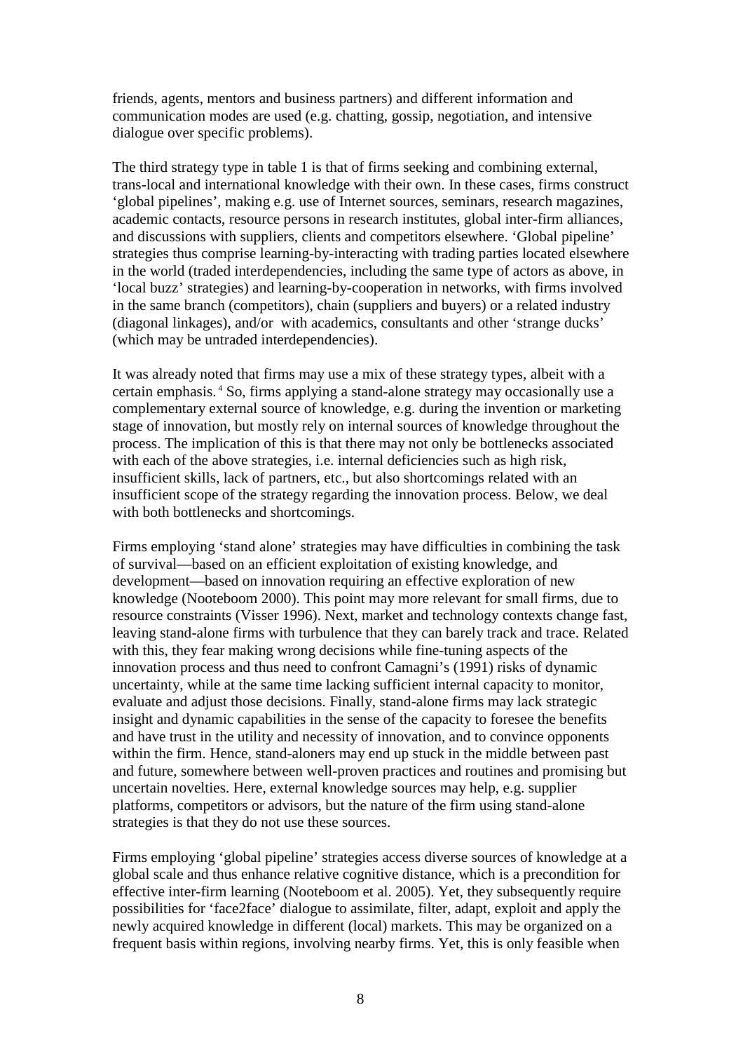friends, agents, mentors and business partners) and different information and communication modes are used (e.g. chatting, gossip, negotiation, and intensive dialogue over specific problems).

The third strategy type in table 1 is that of firms seeking and combining external, trans-local and international knowledge with their own. In these cases, firms construct 'global pipelines', making e.g. use of Internet sources, seminars, research magazines, academic contacts, resource persons in research institutes, global inter-firm alliances, and discussions with suppliers, clients and competitors elsewhere. 'Global pipeline' strategies thus comprise learning-by-interacting with trading parties located elsewhere in the world (traded interdependencies, including the same type of actors as above, in 'local buzz' strategies) and learning-by-cooperation in networks, with firms involved in the same branch (competitors), chain (suppliers and buyers) or a related industry (diagonal linkages), and/or with academics, consultants and other 'strange ducks' (which may be untraded interdependencies).

It was already noted that firms may use a mix of these strategy types, albeit with a certain emphasis.[4] So, firms applying a stand-alone strategy may occasionally use a complementary external source of knowledge, e.g. during the invention or marketing stage of innovation, but mostly rely on internal sources of knowledge throughout the process. The implication of this is that there may not only be bottlenecks associated with each of the above strategies, i.e. internal deficiencies such as high risk, insufficient skills, lack of partners, etc., but also shortcomings related with an insufficient scope of the strategy regarding the innovation process. Below, we deal with both bottlenecks and shortcomings.

Firms employing 'stand alone' strategies may have difficulties in combining the task of survival—based on an efficient exploitation of existing knowledge, and development—based on innovation requiring an effective exploration of new knowledge (Nooteboom 2000). This point may more relevant for small firms, due to resource constraints (Visser 1996). Next, market and technology contexts change fast, leaving stand-alone firms with turbulence that they can barely track and trace. Related with this, they fear making wrong decisions while fine-tuning aspects of the innovation process and thus need to confront Camagni's (1991) risks of dynamic uncertainty, while at the same time lacking sufficient internal capacity to monitor, evaluate and adjust those decisions. Finally, stand-alone firms may lack strategic insight and dynamic capabilities in the sense of the capacity to foresee the benefits and have trust in the utility and necessity of innovation, and to convince opponents within the firm. Hence, stand-aloners may end up stuck in the middle between past and future, somewhere between well-proven practices and routines and promising but uncertain novelties. Here, external knowledge sources may help, e.g. supplier platforms, competitors or advisors, but the nature of the firm using stand-alone strategies is that they do not use these sources.

Firms employing 'global pipeline' strategies access diverse sources of knowledge at a global scale and thus enhance relative cognitive distance, which is a precondition for effective inter-firm learning (Nooteboom et al. 2005). Yet, they subsequently require possibilities for 'face2face' dialogue to assimilate, filter, adapt, exploit and apply the newly acquired knowledge in different (local) markets. This may be organized on a frequent basis within regions, involving nearby firms. Yet, this is only feasible when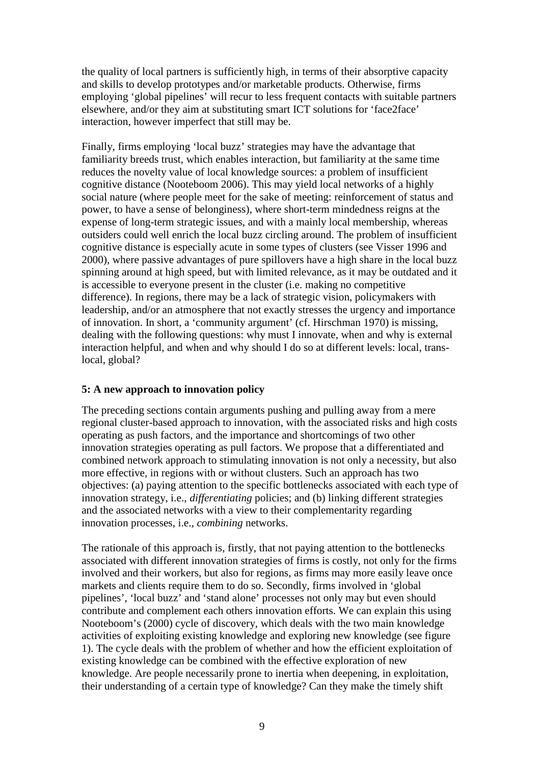the quality of local partners is sufficiently high, in terms of their absorptive capacity and skills to develop prototypes and/or marketable products. Otherwise, firms employing 'global pipelines' will recur to less frequent contacts with suitable partners elsewhere, and/or they aim at substituting smart ICT solutions for 'face2face' interaction, however imperfect that still may be.

Finally, firms employing 'local buzz' strategies may have the advantage that familiarity breeds trust, which enables interaction, but familiarity at the same time reduces the novelty value of local knowledge sources: a problem of insufficient cognitive distance (Nooteboom 2006). This may yield local networks of a highly social nature (where people meet for the sake of meeting: reinforcement of status and power, to have a sense of belonginess), where short-term mindedness reigns at the expense of long-term strategic issues, and with a mainly local membership, whereas outsiders could well enrich the local buzz circling around. The problem of insufficient cognitive distance is especially acute in some types of clusters (see Visser 1996 and 2000), where passive advantages of pure spillovers have a high share in the local buzz spinning around at high speed, but with limited relevance, as it may be outdated and it is accessible to everyone present in the cluster (i.e. making no competitive difference). In regions, there may be a lack of strategic vision, policymakers with leadership, and/or an atmosphere that not exactly stresses the urgency and importance of innovation. In short, a 'community argument' (cf. Hirschman 1970) is missing, dealing with the following questions: why must I innovate, when and why is external interaction helpful, and when and why should I do so at different levels: local, trans-local, global?

## 5: A new approach to innovation policy

The preceding sections contain arguments pushing and pulling away from a mere regional cluster-based approach to innovation, with the associated risks and high costs operating as push factors, and the importance and shortcomings of two other innovation strategies operating as pull factors. We propose that a differentiated and combined network approach to stimulating innovation is not only a necessity, but also more effective, in regions with or without clusters. Such an approach has two objectives: (a) paying attention to the specific bottlenecks associated with each type of innovation strategy, i.e., *differentiating* policies; and (b) linking different strategies and the associated networks with a view to their complementarity regarding innovation processes, i.e., *combining* networks.

The rationale of this approach is, firstly, that not paying attention to the bottlenecks associated with different innovation strategies of firms is costly, not only for the firms involved and their workers, but also for regions, as firms may more easily leave once markets and clients require them to do so. Secondly, firms involved in 'global pipelines', 'local buzz' and 'stand alone' processes not only may but even should contribute and complement each others innovation efforts. We can explain this using Nooteboom's (2000) cycle of discovery, which deals with the two main knowledge activities of exploiting existing knowledge and exploring new knowledge (see figure 1). The cycle deals with the problem of whether and how the efficient exploitation of existing knowledge can be combined with the effective exploration of new knowledge. Are people necessarily prone to inertia when deepening, in exploitation, their understanding of a certain type of knowledge? Can they make the timely shift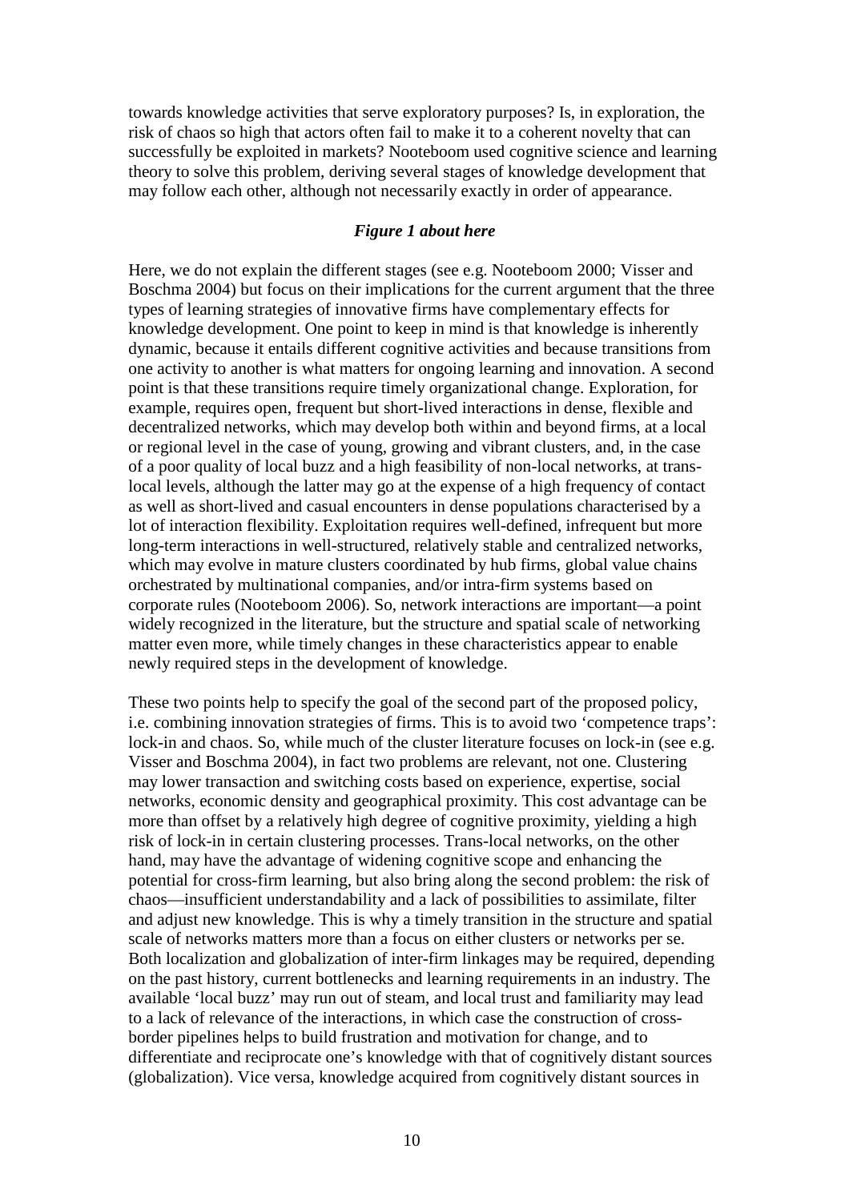towards knowledge activities that serve exploratory purposes? Is, in exploration, the risk of chaos so high that actors often fail to make it to a coherent novelty that can successfully be exploited in markets? Nooteboom used cognitive science and learning theory to solve this problem, deriving several stages of knowledge development that may follow each other, although not necessarily exactly in order of appearance.

***Figure 1 about here***

Here, we do not explain the different stages (see e.g. Nooteboom 2000; Visser and Boschma 2004) but focus on their implications for the current argument that the three types of learning strategies of innovative firms have complementary effects for knowledge development. One point to keep in mind is that knowledge is inherently dynamic, because it entails different cognitive activities and because transitions from one activity to another is what matters for ongoing learning and innovation. A second point is that these transitions require timely organizational change. Exploration, for example, requires open, frequent but short-lived interactions in dense, flexible and decentralized networks, which may develop both within and beyond firms, at a local or regional level in the case of young, growing and vibrant clusters, and, in the case of a poor quality of local buzz and a high feasibility of non-local networks, at trans-local levels, although the latter may go at the expense of a high frequency of contact as well as short-lived and casual encounters in dense populations characterised by a lot of interaction flexibility. Exploitation requires well-defined, infrequent but more long-term interactions in well-structured, relatively stable and centralized networks, which may evolve in mature clusters coordinated by hub firms, global value chains orchestrated by multinational companies, and/or intra-firm systems based on corporate rules (Nooteboom 2006). So, network interactions are important—a point widely recognized in the literature, but the structure and spatial scale of networking matter even more, while timely changes in these characteristics appear to enable newly required steps in the development of knowledge.

These two points help to specify the goal of the second part of the proposed policy, i.e. combining innovation strategies of firms. This is to avoid two 'competence traps': lock-in and chaos. So, while much of the cluster literature focuses on lock-in (see e.g. Visser and Boschma 2004), in fact two problems are relevant, not one. Clustering may lower transaction and switching costs based on experience, expertise, social networks, economic density and geographical proximity. This cost advantage can be more than offset by a relatively high degree of cognitive proximity, yielding a high risk of lock-in in certain clustering processes. Trans-local networks, on the other hand, may have the advantage of widening cognitive scope and enhancing the potential for cross-firm learning, but also bring along the second problem: the risk of chaos—insufficient understandability and a lack of possibilities to assimilate, filter and adjust new knowledge. This is why a timely transition in the structure and spatial scale of networks matters more than a focus on either clusters or networks per se. Both localization and globalization of inter-firm linkages may be required, depending on the past history, current bottlenecks and learning requirements in an industry. The available 'local buzz' may run out of steam, and local trust and familiarity may lead to a lack of relevance of the interactions, in which case the construction of cross-border pipelines helps to build frustration and motivation for change, and to differentiate and reciprocate one's knowledge with that of cognitively distant sources (globalization). Vice versa, knowledge acquired from cognitively distant sources in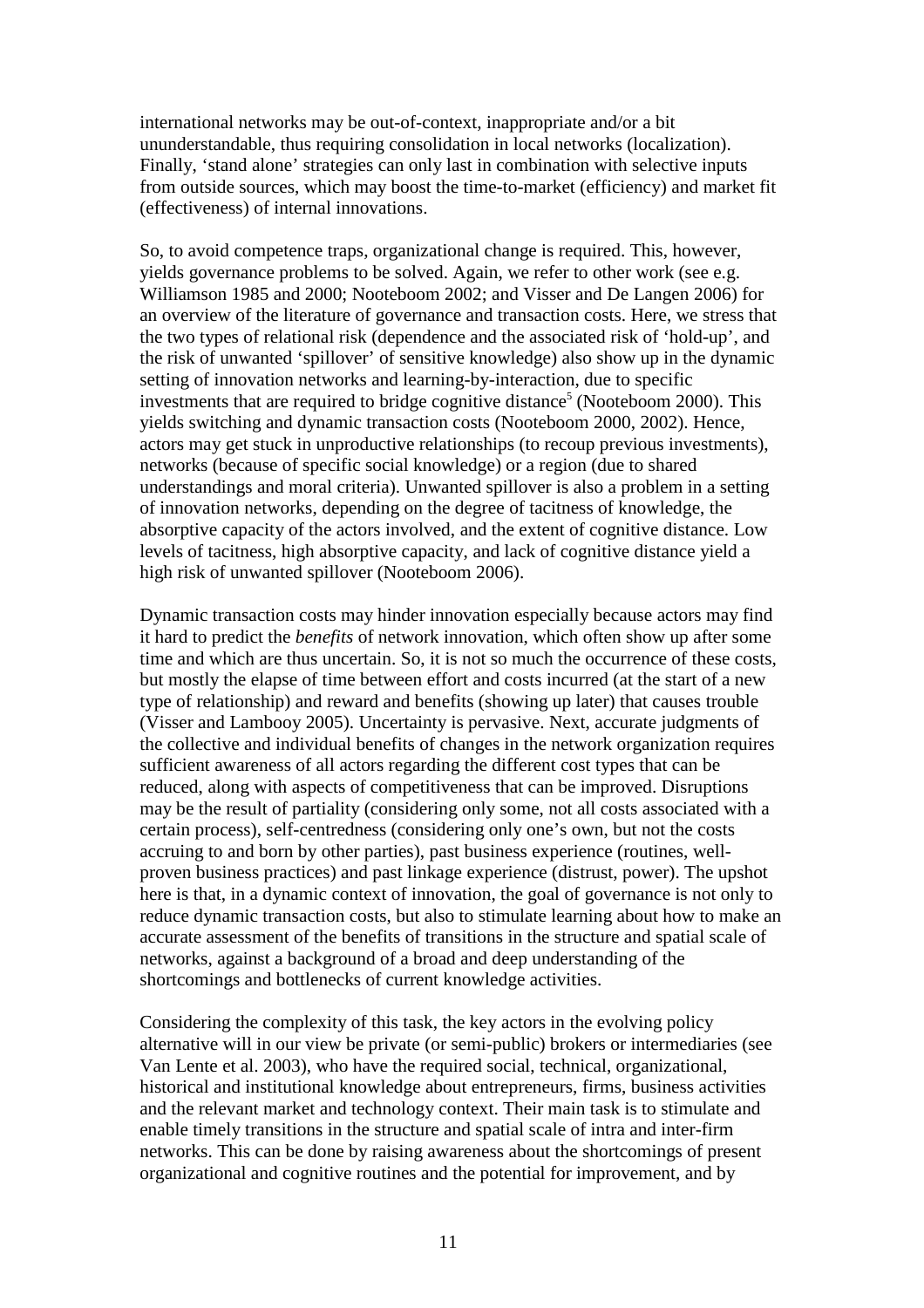international networks may be out-of-context, inappropriate and/or a bit ununderstandable, thus requiring consolidation in local networks (localization). Finally, 'stand alone' strategies can only last in combination with selective inputs from outside sources, which may boost the time-to-market (efficiency) and market fit (effectiveness) of internal innovations.

So, to avoid competence traps, organizational change is required. This, however, yields governance problems to be solved. Again, we refer to other work (see e.g. Williamson 1985 and 2000; Nooteboom 2002; and Visser and De Langen 2006) for an overview of the literature of governance and transaction costs. Here, we stress that the two types of relational risk (dependence and the associated risk of 'hold-up', and the risk of unwanted 'spillover' of sensitive knowledge) also show up in the dynamic setting of innovation networks and learning-by-interaction, due to specific investments that are required to bridge cognitive distance[5] (Nooteboom 2000). This yields switching and dynamic transaction costs (Nooteboom 2000, 2002). Hence, actors may get stuck in unproductive relationships (to recoup previous investments), networks (because of specific social knowledge) or a region (due to shared understandings and moral criteria). Unwanted spillover is also a problem in a setting of innovation networks, depending on the degree of tacitness of knowledge, the absorptive capacity of the actors involved, and the extent of cognitive distance. Low levels of tacitness, high absorptive capacity, and lack of cognitive distance yield a high risk of unwanted spillover (Nooteboom 2006).

Dynamic transaction costs may hinder innovation especially because actors may find it hard to predict the *benefits* of network innovation, which often show up after some time and which are thus uncertain. So, it is not so much the occurrence of these costs, but mostly the elapse of time between effort and costs incurred (at the start of a new type of relationship) and reward and benefits (showing up later) that causes trouble (Visser and Lambooy 2005). Uncertainty is pervasive. Next, accurate judgments of the collective and individual benefits of changes in the network organization requires sufficient awareness of all actors regarding the different cost types that can be reduced, along with aspects of competitiveness that can be improved. Disruptions may be the result of partiality (considering only some, not all costs associated with a certain process), self-centredness (considering only one's own, but not the costs accruing to and born by other parties), past business experience (routines, well-proven business practices) and past linkage experience (distrust, power). The upshot here is that, in a dynamic context of innovation, the goal of governance is not only to reduce dynamic transaction costs, but also to stimulate learning about how to make an accurate assessment of the benefits of transitions in the structure and spatial scale of networks, against a background of a broad and deep understanding of the shortcomings and bottlenecks of current knowledge activities.

Considering the complexity of this task, the key actors in the evolving policy alternative will in our view be private (or semi-public) brokers or intermediaries (see Van Lente et al. 2003), who have the required social, technical, organizational, historical and institutional knowledge about entrepreneurs, firms, business activities and the relevant market and technology context. Their main task is to stimulate and enable timely transitions in the structure and spatial scale of intra and inter-firm networks. This can be done by raising awareness about the shortcomings of present organizational and cognitive routines and the potential for improvement, and by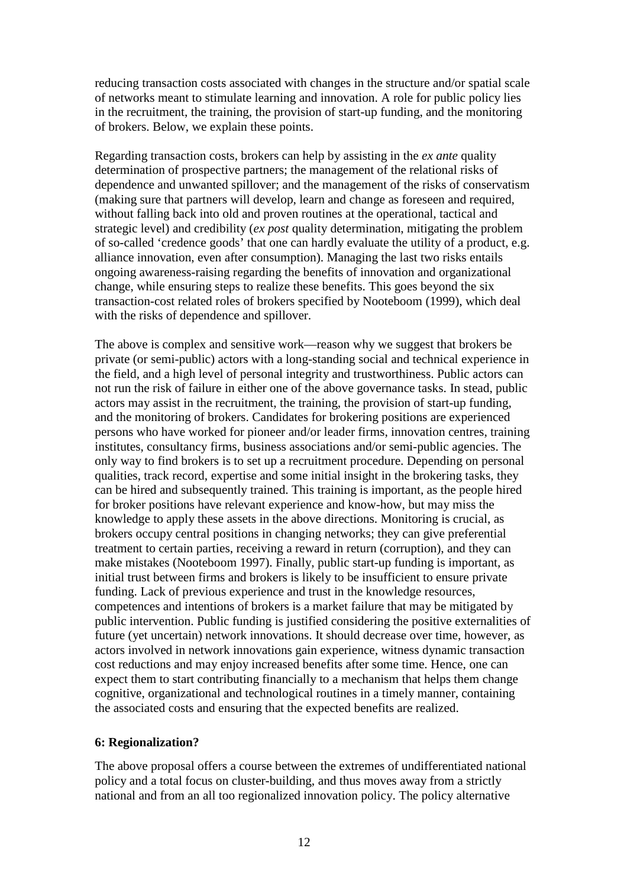reducing transaction costs associated with changes in the structure and/or spatial scale of networks meant to stimulate learning and innovation. A role for public policy lies in the recruitment, the training, the provision of start-up funding, and the monitoring of brokers. Below, we explain these points.

Regarding transaction costs, brokers can help by assisting in the *ex ante* quality determination of prospective partners; the management of the relational risks of dependence and unwanted spillover; and the management of the risks of conservatism (making sure that partners will develop, learn and change as foreseen and required, without falling back into old and proven routines at the operational, tactical and strategic level) and credibility (*ex post* quality determination, mitigating the problem of so-called 'credence goods' that one can hardly evaluate the utility of a product, e.g. alliance innovation, even after consumption). Managing the last two risks entails ongoing awareness-raising regarding the benefits of innovation and organizational change, while ensuring steps to realize these benefits. This goes beyond the six transaction-cost related roles of brokers specified by Nooteboom (1999), which deal with the risks of dependence and spillover.

The above is complex and sensitive work—reason why we suggest that brokers be private (or semi-public) actors with a long-standing social and technical experience in the field, and a high level of personal integrity and trustworthiness. Public actors can not run the risk of failure in either one of the above governance tasks. In stead, public actors may assist in the recruitment, the training, the provision of start-up funding, and the monitoring of brokers. Candidates for brokering positions are experienced persons who have worked for pioneer and/or leader firms, innovation centres, training institutes, consultancy firms, business associations and/or semi-public agencies. The only way to find brokers is to set up a recruitment procedure. Depending on personal qualities, track record, expertise and some initial insight in the brokering tasks, they can be hired and subsequently trained. This training is important, as the people hired for broker positions have relevant experience and know-how, but may miss the knowledge to apply these assets in the above directions. Monitoring is crucial, as brokers occupy central positions in changing networks; they can give preferential treatment to certain parties, receiving a reward in return (corruption), and they can make mistakes (Nooteboom 1997). Finally, public start-up funding is important, as initial trust between firms and brokers is likely to be insufficient to ensure private funding. Lack of previous experience and trust in the knowledge resources, competences and intentions of brokers is a market failure that may be mitigated by public intervention. Public funding is justified considering the positive externalities of future (yet uncertain) network innovations. It should decrease over time, however, as actors involved in network innovations gain experience, witness dynamic transaction cost reductions and may enjoy increased benefits after some time. Hence, one can expect them to start contributing financially to a mechanism that helps them change cognitive, organizational and technological routines in a timely manner, containing the associated costs and ensuring that the expected benefits are realized.

## 6: Regionalization?

The above proposal offers a course between the extremes of undifferentiated national policy and a total focus on cluster-building, and thus moves away from a strictly national and from an all too regionalized innovation policy. The policy alternative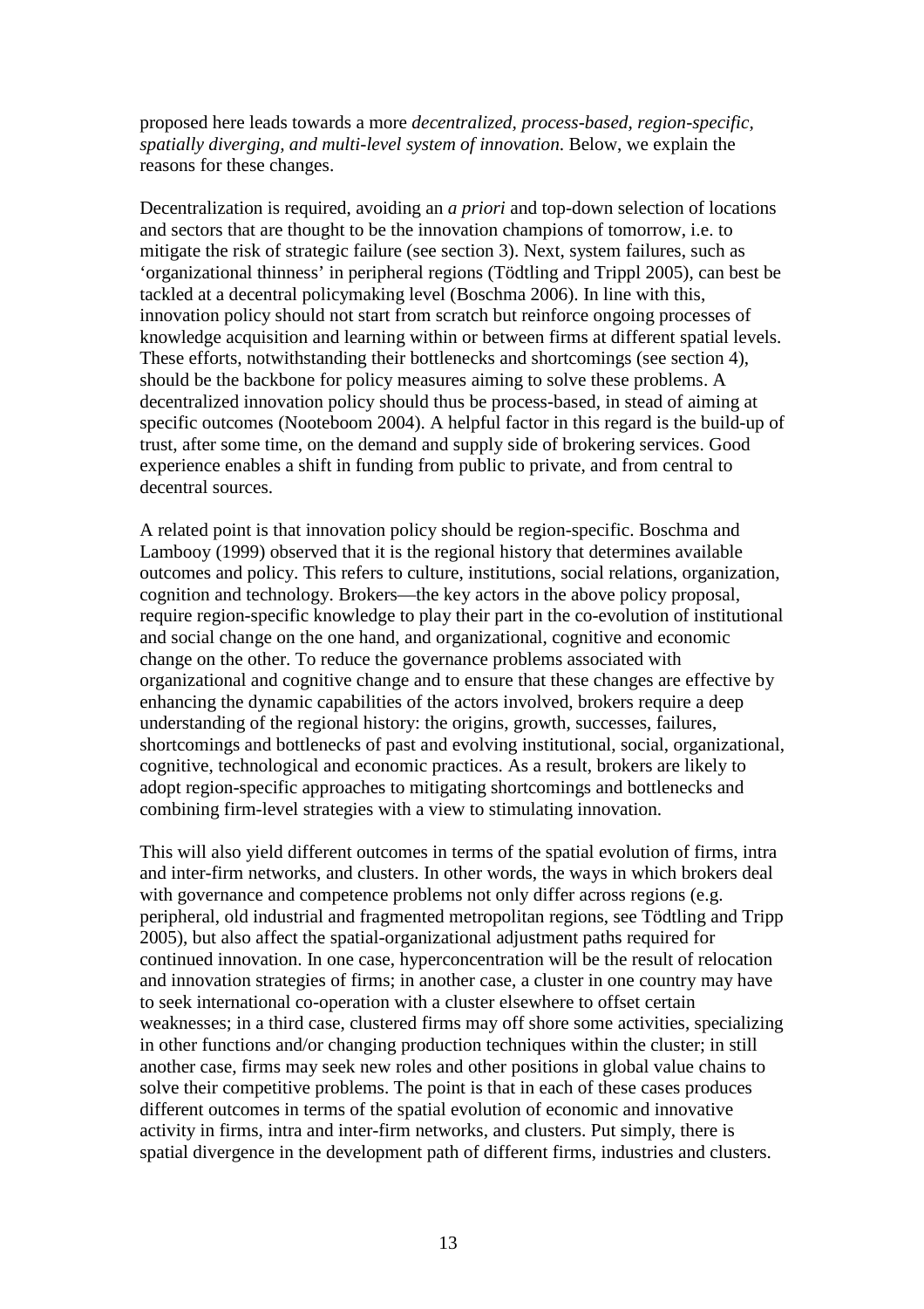proposed here leads towards a more *decentralized, process-based, region-specific, spatially diverging, and multi-level system of innovation*. Below, we explain the reasons for these changes.

Decentralization is required, avoiding an *a priori* and top-down selection of locations and sectors that are thought to be the innovation champions of tomorrow, i.e. to mitigate the risk of strategic failure (see section 3). Next, system failures, such as 'organizational thinness' in peripheral regions (Tödtling and Trippl 2005), can best be tackled at a decentral policymaking level (Boschma 2006). In line with this, innovation policy should not start from scratch but reinforce ongoing processes of knowledge acquisition and learning within or between firms at different spatial levels. These efforts, notwithstanding their bottlenecks and shortcomings (see section 4), should be the backbone for policy measures aiming to solve these problems. A decentralized innovation policy should thus be process-based, in stead of aiming at specific outcomes (Nooteboom 2004). A helpful factor in this regard is the build-up of trust, after some time, on the demand and supply side of brokering services. Good experience enables a shift in funding from public to private, and from central to decentral sources.

A related point is that innovation policy should be region-specific. Boschma and Lambooy (1999) observed that it is the regional history that determines available outcomes and policy. This refers to culture, institutions, social relations, organization, cognition and technology. Brokers—the key actors in the above policy proposal, require region-specific knowledge to play their part in the co-evolution of institutional and social change on the one hand, and organizational, cognitive and economic change on the other. To reduce the governance problems associated with organizational and cognitive change and to ensure that these changes are effective by enhancing the dynamic capabilities of the actors involved, brokers require a deep understanding of the regional history: the origins, growth, successes, failures, shortcomings and bottlenecks of past and evolving institutional, social, organizational, cognitive, technological and economic practices. As a result, brokers are likely to adopt region-specific approaches to mitigating shortcomings and bottlenecks and combining firm-level strategies with a view to stimulating innovation.

This will also yield different outcomes in terms of the spatial evolution of firms, intra and inter-firm networks, and clusters. In other words, the ways in which brokers deal with governance and competence problems not only differ across regions (e.g. peripheral, old industrial and fragmented metropolitan regions, see Tödtling and Tripp 2005), but also affect the spatial-organizational adjustment paths required for continued innovation. In one case, hyperconcentration will be the result of relocation and innovation strategies of firms; in another case, a cluster in one country may have to seek international co-operation with a cluster elsewhere to offset certain weaknesses; in a third case, clustered firms may off shore some activities, specializing in other functions and/or changing production techniques within the cluster; in still another case, firms may seek new roles and other positions in global value chains to solve their competitive problems. The point is that in each of these cases produces different outcomes in terms of the spatial evolution of economic and innovative activity in firms, intra and inter-firm networks, and clusters. Put simply, there is spatial divergence in the development path of different firms, industries and clusters.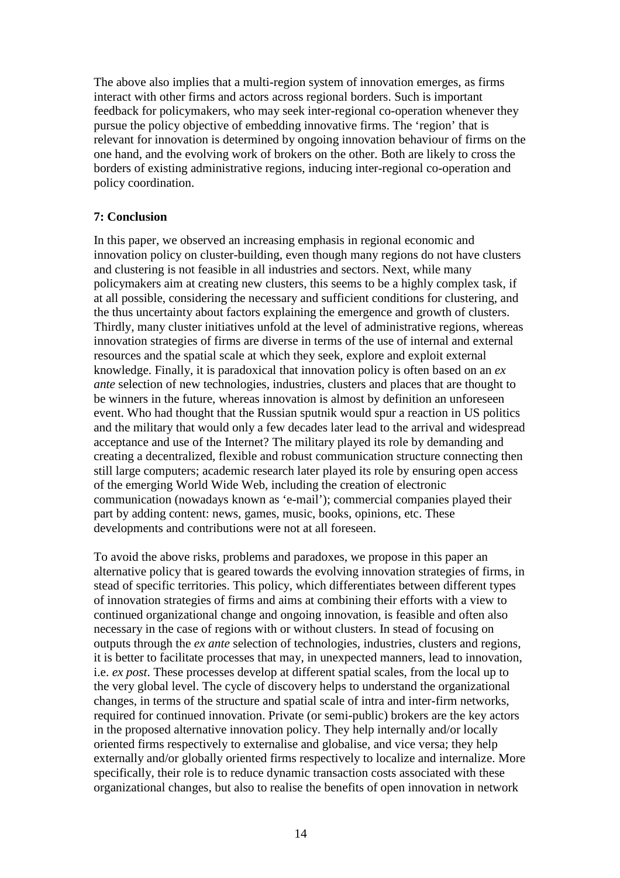The above also implies that a multi-region system of innovation emerges, as firms interact with other firms and actors across regional borders. Such is important feedback for policymakers, who may seek inter-regional co-operation whenever they pursue the policy objective of embedding innovative firms. The 'region' that is relevant for innovation is determined by ongoing innovation behaviour of firms on the one hand, and the evolving work of brokers on the other. Both are likely to cross the borders of existing administrative regions, inducing inter-regional co-operation and policy coordination.

## 7: Conclusion

In this paper, we observed an increasing emphasis in regional economic and innovation policy on cluster-building, even though many regions do not have clusters and clustering is not feasible in all industries and sectors. Next, while many policymakers aim at creating new clusters, this seems to be a highly complex task, if at all possible, considering the necessary and sufficient conditions for clustering, and the thus uncertainty about factors explaining the emergence and growth of clusters. Thirdly, many cluster initiatives unfold at the level of administrative regions, whereas innovation strategies of firms are diverse in terms of the use of internal and external resources and the spatial scale at which they seek, explore and exploit external knowledge. Finally, it is paradoxical that innovation policy is often based on an *ex ante* selection of new technologies, industries, clusters and places that are thought to be winners in the future, whereas innovation is almost by definition an unforeseen event. Who had thought that the Russian sputnik would spur a reaction in US politics and the military that would only a few decades later lead to the arrival and widespread acceptance and use of the Internet? The military played its role by demanding and creating a decentralized, flexible and robust communication structure connecting then still large computers; academic research later played its role by ensuring open access of the emerging World Wide Web, including the creation of electronic communication (nowadays known as 'e-mail'); commercial companies played their part by adding content: news, games, music, books, opinions, etc. These developments and contributions were not at all foreseen.

To avoid the above risks, problems and paradoxes, we propose in this paper an alternative policy that is geared towards the evolving innovation strategies of firms, in stead of specific territories. This policy, which differentiates between different types of innovation strategies of firms and aims at combining their efforts with a view to continued organizational change and ongoing innovation, is feasible and often also necessary in the case of regions with or without clusters. In stead of focusing on outputs through the *ex ante* selection of technologies, industries, clusters and regions, it is better to facilitate processes that may, in unexpected manners, lead to innovation, i.e. *ex post*. These processes develop at different spatial scales, from the local up to the very global level. The cycle of discovery helps to understand the organizational changes, in terms of the structure and spatial scale of intra and inter-firm networks, required for continued innovation. Private (or semi-public) brokers are the key actors in the proposed alternative innovation policy. They help internally and/or locally oriented firms respectively to externalise and globalise, and vice versa; they help externally and/or globally oriented firms respectively to localize and internalize. More specifically, their role is to reduce dynamic transaction costs associated with these organizational changes, but also to realise the benefits of open innovation in network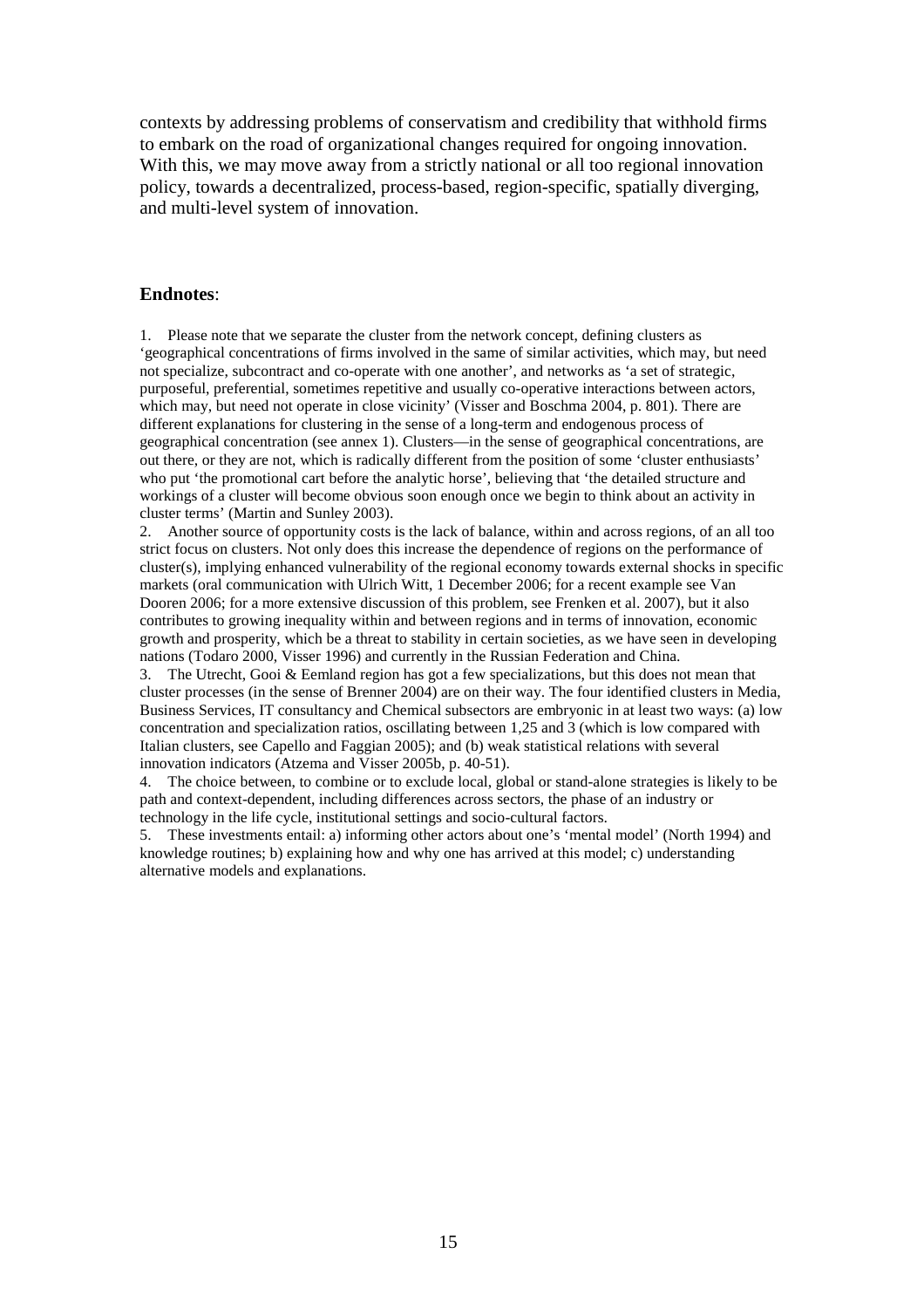contexts by addressing problems of conservatism and credibility that withhold firms to embark on the road of organizational changes required for ongoing innovation. With this, we may move away from a strictly national or all too regional innovation policy, towards a decentralized, process-based, region-specific, spatially diverging, and multi-level system of innovation.

**Endnotes**:

1. Please note that we separate the cluster from the network concept, defining clusters as 'geographical concentrations of firms involved in the same of similar activities, which may, but need not specialize, subcontract and co-operate with one another', and networks as 'a set of strategic, purposeful, preferential, sometimes repetitive and usually co-operative interactions between actors, which may, but need not operate in close vicinity' (Visser and Boschma 2004, p. 801). There are different explanations for clustering in the sense of a long-term and endogenous process of geographical concentration (see annex 1). Clusters—in the sense of geographical concentrations, are out there, or they are not, which is radically different from the position of some 'cluster enthusiasts' who put 'the promotional cart before the analytic horse', believing that 'the detailed structure and workings of a cluster will become obvious soon enough once we begin to think about an activity in cluster terms' (Martin and Sunley 2003).
2. Another source of opportunity costs is the lack of balance, within and across regions, of an all too strict focus on clusters. Not only does this increase the dependence of regions on the performance of cluster(s), implying enhanced vulnerability of the regional economy towards external shocks in specific markets (oral communication with Ulrich Witt, 1 December 2006; for a recent example see Van Dooren 2006; for a more extensive discussion of this problem, see Frenken et al. 2007), but it also contributes to growing inequality within and between regions and in terms of innovation, economic growth and prosperity, which be a threat to stability in certain societies, as we have seen in developing nations (Todaro 2000, Visser 1996) and currently in the Russian Federation and China.
3. The Utrecht, Gooi & Eemland region has got a few specializations, but this does not mean that cluster processes (in the sense of Brenner 2004) are on their way. The four identified clusters in Media, Business Services, IT consultancy and Chemical subsectors are embryonic in at least two ways: (a) low concentration and specialization ratios, oscillating between 1,25 and 3 (which is low compared with Italian clusters, see Capello and Faggian 2005); and (b) weak statistical relations with several innovation indicators (Atzema and Visser 2005b, p. 40-51).
4. The choice between, to combine or to exclude local, global or stand-alone strategies is likely to be path and context-dependent, including differences across sectors, the phase of an industry or technology in the life cycle, institutional settings and socio-cultural factors.
5. These investments entail: a) informing other actors about one's 'mental model' (North 1994) and knowledge routines; b) explaining how and why one has arrived at this model; c) understanding alternative models and explanations.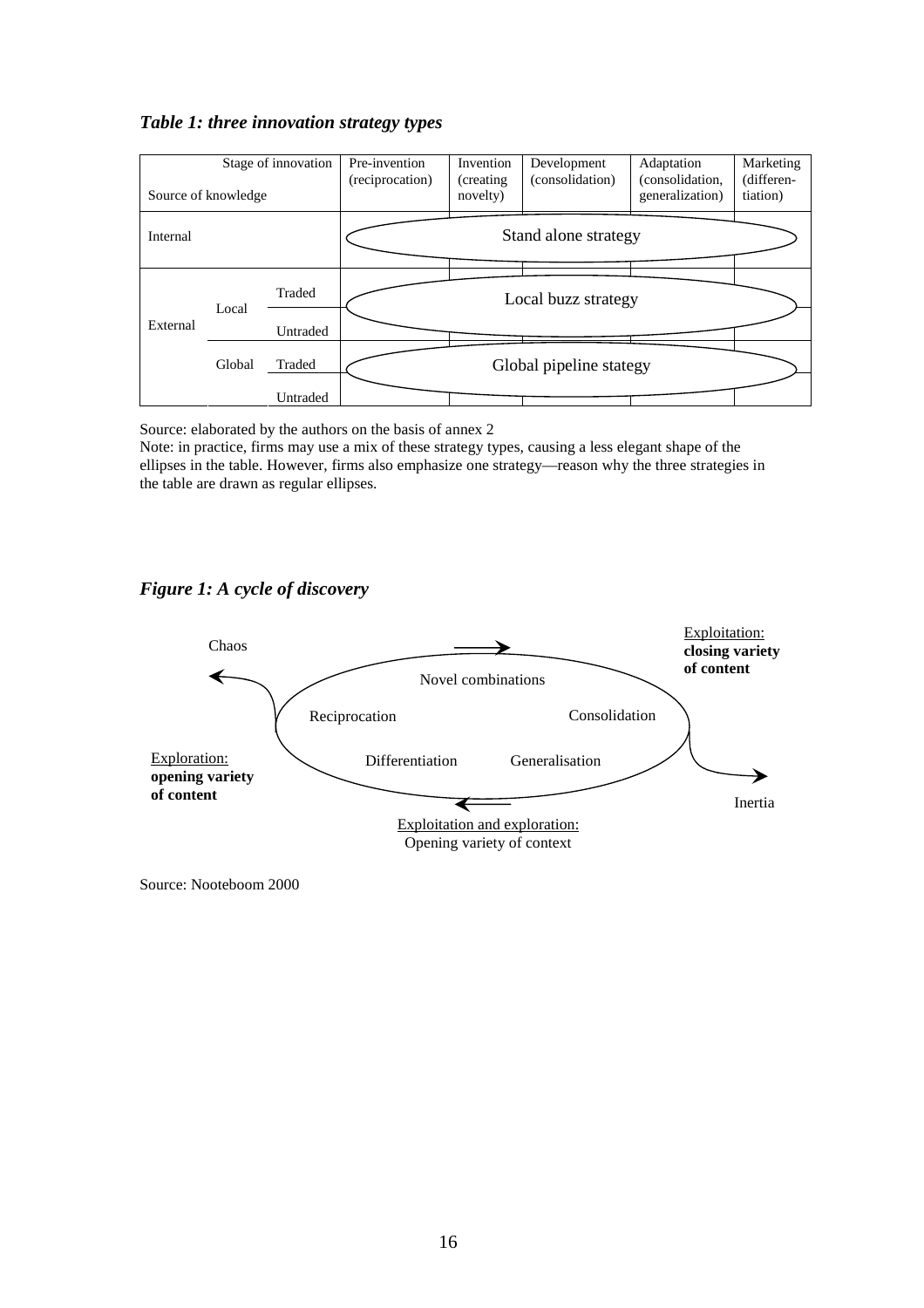***Table 1: three innovation strategy types***

| Source of knowledge | | | Pre-invention (reciprocation) | Invention (creating novelty) | Development (consolidation) | Adaptation (consolidation, generalization) | Marketing (differen-tiation) |
|---|---|---|---|---|---|---|---|
| Internal | | | Stand alone strategy | | | | |
| External | Local | Traded | Local buzz strategy | | | | |
| | | Untraded | | | | | |
| | Global | Traded | Global pipeline stategy | | | | |
| | | Untraded | | | | | |

Source: elaborated by the authors on the basis of annex 2

Note: in practice, firms may use a mix of these strategy types, causing a less elegant shape of the ellipses in the table. However, firms also emphasize one strategy—reason why the three strategies in the table are drawn as regular ellipses.

***Figure 1: A cycle of discovery***

Chaos

Exploitation: **closing variety of content**

Novel combinations

Reciprocation

Consolidation

Exploration: **opening variety of content**

Differentiation

Generalisation

Inertia

Exploitation and exploration: Opening variety of context

Source: Nooteboom 2000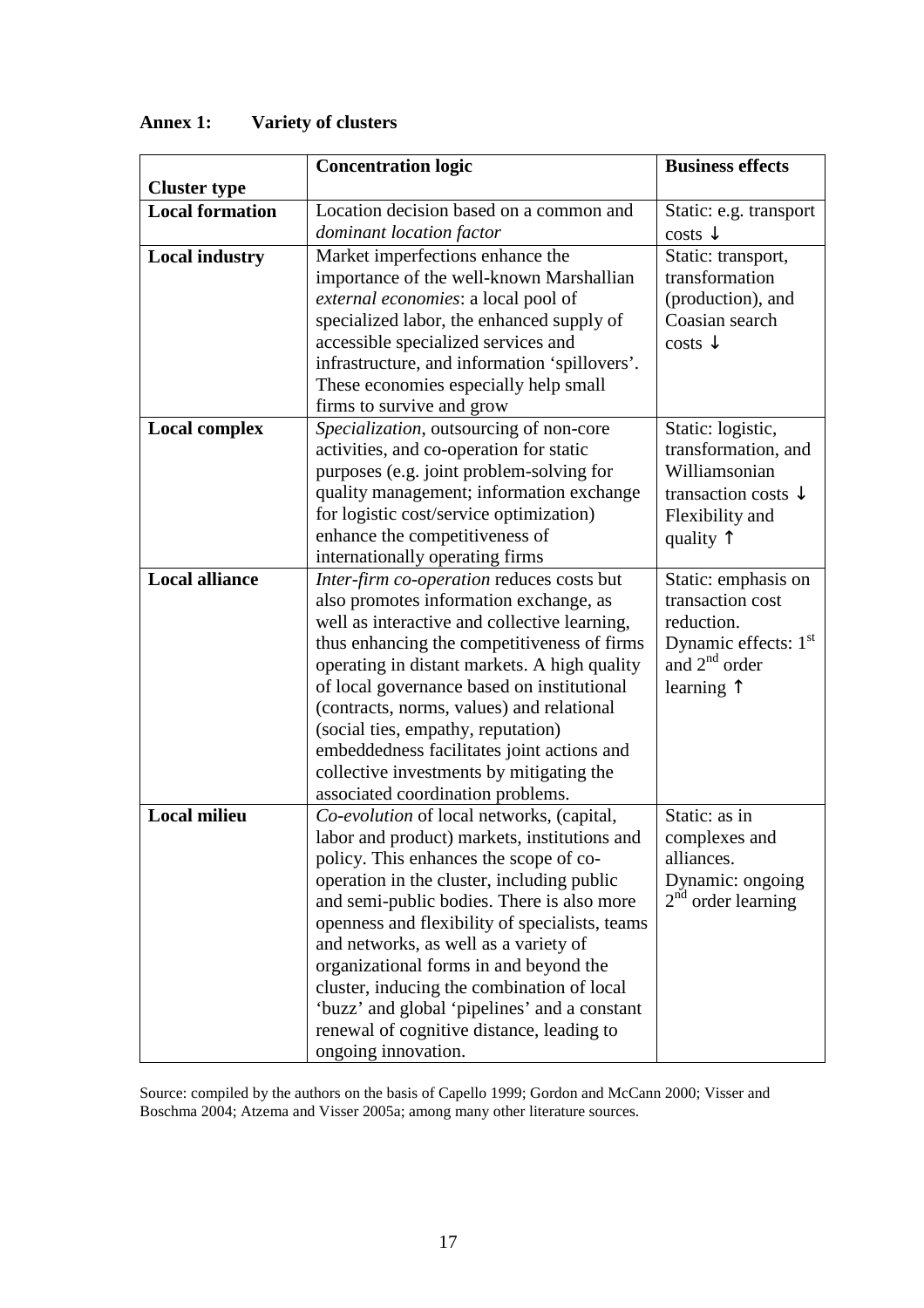### Annex 1: Variety of clusters

| Cluster type | Concentration logic | Business effects |
|---|---|---|
| **Local formation** | Location decision based on a common and *dominant location factor* | Static: e.g. transport costs ↓ |
| **Local industry** | Market imperfections enhance the importance of the well-known Marshallian *external economies*: a local pool of specialized labor, the enhanced supply of accessible specialized services and infrastructure, and information 'spillovers'. These economies especially help small firms to survive and grow | Static: transport, transformation (production), and Coasian search costs ↓ |
| **Local complex** | *Specialization*, outsourcing of non-core activities, and co-operation for static purposes (e.g. joint problem-solving for quality management; information exchange for logistic cost/service optimization) enhance the competitiveness of internationally operating firms | Static: logistic, transformation, and Williamsonian transaction costs ↓ Flexibility and quality ↑ |
| **Local alliance** | *Inter-firm co-operation* reduces costs but also promotes information exchange, as well as interactive and collective learning, thus enhancing the competitiveness of firms operating in distant markets. A high quality of local governance based on institutional (contracts, norms, values) and relational (social ties, empathy, reputation) embeddedness facilitates joint actions and collective investments by mitigating the associated coordination problems. | Static: emphasis on transaction cost reduction. Dynamic effects: 1st and 2nd order learning ↑ |
| **Local milieu** | *Co-evolution* of local networks, (capital, labor and product) markets, institutions and policy. This enhances the scope of co-operation in the cluster, including public and semi-public bodies. There is also more openness and flexibility of specialists, teams and networks, as well as a variety of organizational forms in and beyond the cluster, inducing the combination of local 'buzz' and global 'pipelines' and a constant renewal of cognitive distance, leading to ongoing innovation. | Static: as in complexes and alliances. Dynamic: ongoing 2nd order learning |

Source: compiled by the authors on the basis of Capello 1999; Gordon and McCann 2000; Visser and Boschma 2004; Atzema and Visser 2005a; among many other literature sources.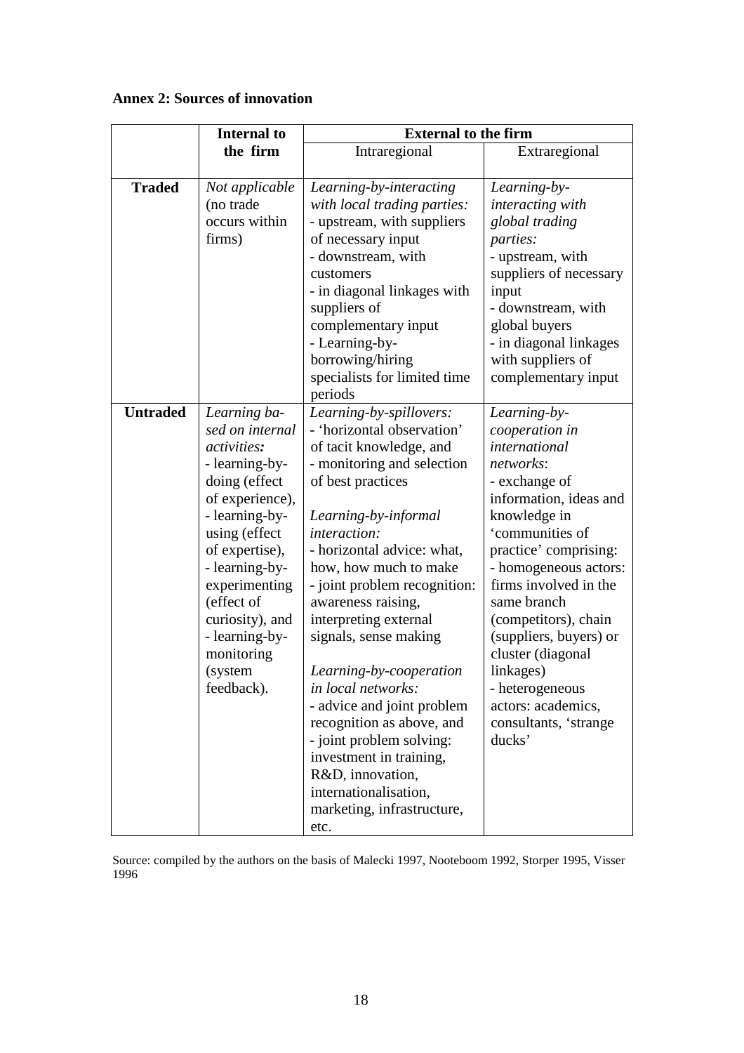**Annex 2: Sources of innovation**

| | Internal to the firm | External to the firm | |
|---|---|---|---|
| | | Intraregional | Extraregional |
| **Traded** | *Not applicable* (no trade occurs within firms) | *Learning-by-interacting with local trading parties:*<br>- upstream, with suppliers of necessary input<br>- downstream, with customers<br>- in diagonal linkages with suppliers of complementary input<br>- Learning-by-borrowing/hiring specialists for limited time periods | *Learning-by-interacting with global trading parties:*<br>- upstream, with suppliers of necessary input<br>- downstream, with global buyers<br>- in diagonal linkages with suppliers of complementary input |
| **Untraded** | *Learning based on internal activities:*<br>- learning-by-doing (effect of experience),<br>- learning-by-using (effect of expertise),<br>- learning-by-experimenting (effect of curiosity), and<br>- learning-by-monitoring (system feedback). | *Learning-by-spillovers:*<br>- 'horizontal observation' of tacit knowledge, and<br>- monitoring and selection of best practices<br><br>*Learning-by-informal interaction:*<br>- horizontal advice: what, how, how much to make<br>- joint problem recognition: awareness raising, interpreting external signals, sense making<br><br>*Learning-by-cooperation in local networks:*<br>- advice and joint problem recognition as above, and<br>- joint problem solving: investment in training, R&D, innovation, internationalisation, marketing, infrastructure, etc. | *Learning-by-cooperation in international networks*:<br>- exchange of information, ideas and knowledge in 'communities of practice' comprising:<br>- homogeneous actors: firms involved in the same branch (competitors), chain (suppliers, buyers) or cluster (diagonal linkages)<br>- heterogeneous actors: academics, consultants, 'strange ducks' |

Source: compiled by the authors on the basis of Malecki 1997, Nooteboom 1992, Storper 1995, Visser 1996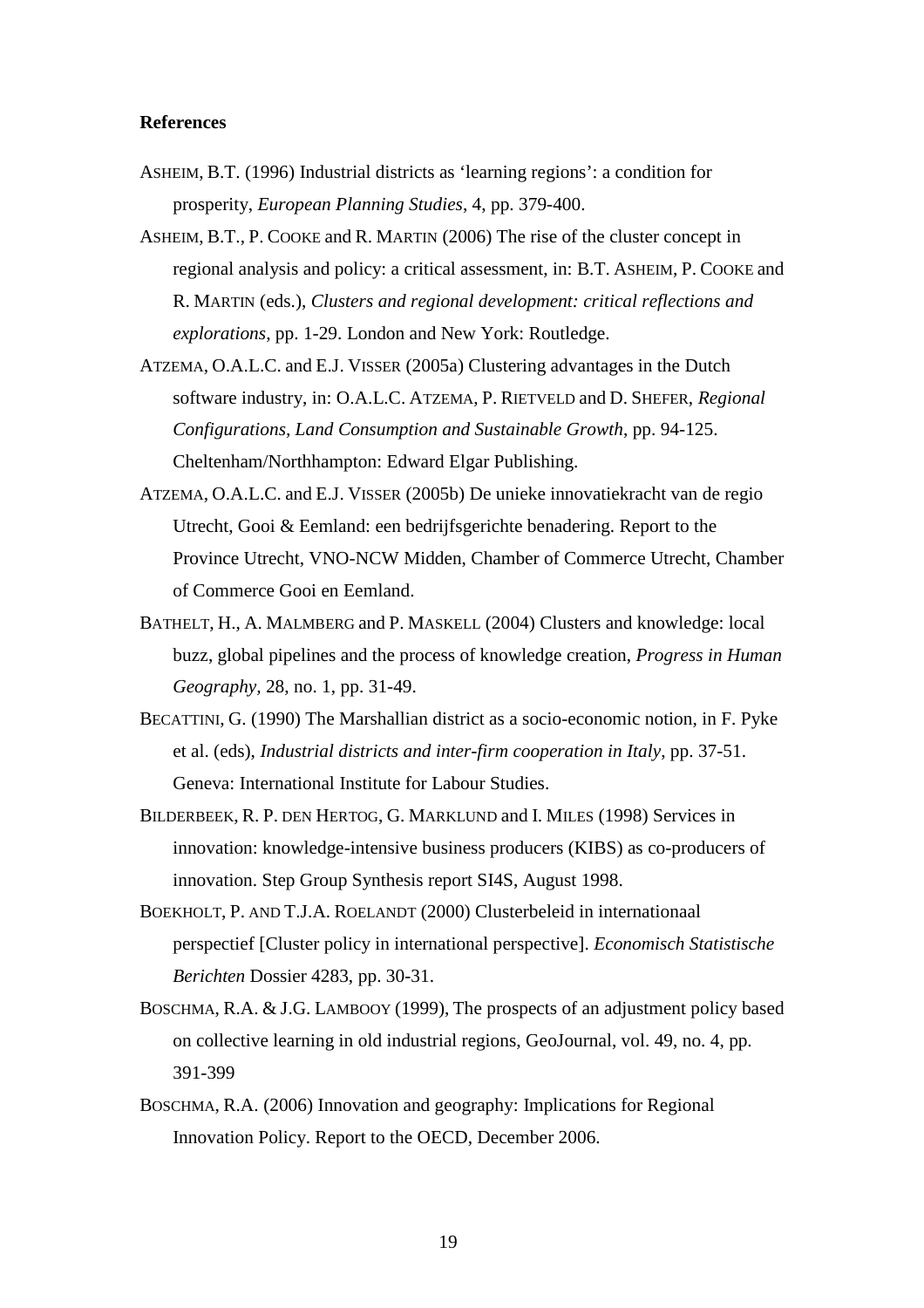**References**

ASHEIM, B.T. (1996) Industrial districts as 'learning regions': a condition for prosperity, *European Planning Studies*, 4, pp. 379-400.

ASHEIM, B.T., P. COOKE and R. MARTIN (2006) The rise of the cluster concept in regional analysis and policy: a critical assessment, in: B.T. ASHEIM, P. COOKE and R. MARTIN (eds.), *Clusters and regional development: critical reflections and explorations*, pp. 1-29. London and New York: Routledge.

ATZEMA, O.A.L.C. and E.J. VISSER (2005a) Clustering advantages in the Dutch software industry, in: O.A.L.C. ATZEMA, P. RIETVELD and D. SHEFER, *Regional Configurations, Land Consumption and Sustainable Growth*, pp. 94-125. Cheltenham/Northhampton: Edward Elgar Publishing.

ATZEMA, O.A.L.C. and E.J. VISSER (2005b) De unieke innovatiekracht van de regio Utrecht, Gooi & Eemland: een bedrijfsgerichte benadering. Report to the Province Utrecht, VNO-NCW Midden, Chamber of Commerce Utrecht, Chamber of Commerce Gooi en Eemland.

BATHELT, H., A. MALMBERG and P. MASKELL (2004) Clusters and knowledge: local buzz, global pipelines and the process of knowledge creation, *Progress in Human Geography*, 28, no. 1, pp. 31-49.

BECATTINI, G. (1990) The Marshallian district as a socio-economic notion, in F. Pyke et al. (eds), *Industrial districts and inter-firm cooperation in Italy*, pp. 37-51. Geneva: International Institute for Labour Studies.

BILDERBEEK, R. P. DEN HERTOG, G. MARKLUND and I. MILES (1998) Services in innovation: knowledge-intensive business producers (KIBS) as co-producers of innovation. Step Group Synthesis report SI4S, August 1998.

BOEKHOLT, P. AND T.J.A. ROELANDT (2000) Clusterbeleid in internationaal perspectief [Cluster policy in international perspective]. *Economisch Statistische Berichten* Dossier 4283, pp. 30-31.

BOSCHMA, R.A. & J.G. LAMBOOY (1999), The prospects of an adjustment policy based on collective learning in old industrial regions, GeoJournal, vol. 49, no. 4, pp. 391-399

BOSCHMA, R.A. (2006) Innovation and geography: Implications for Regional Innovation Policy. Report to the OECD, December 2006.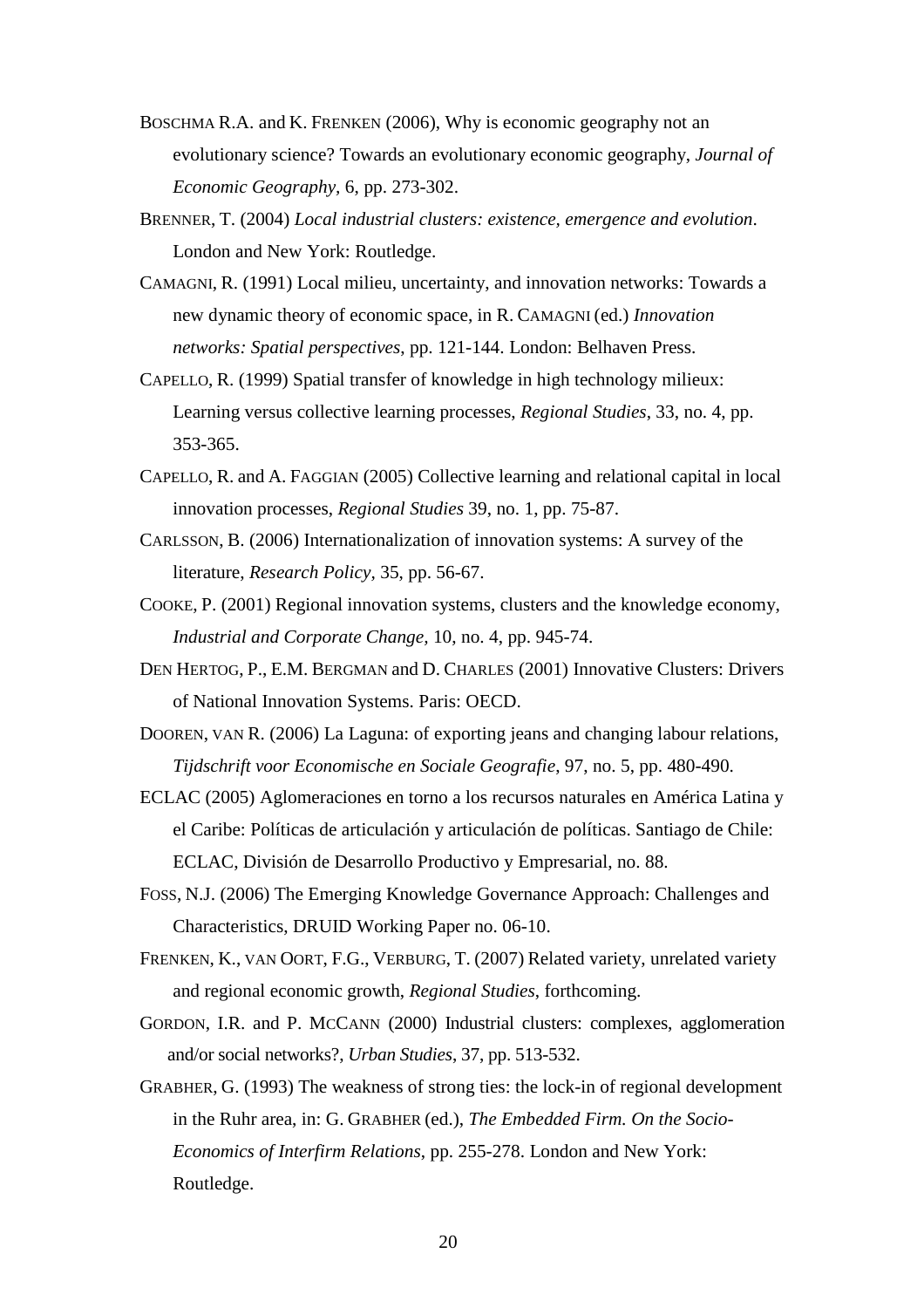BOSCHMA R.A. and K. FRENKEN (2006), Why is economic geography not an evolutionary science? Towards an evolutionary economic geography, *Journal of Economic Geography*, 6, pp. 273-302.

BRENNER, T. (2004) *Local industrial clusters: existence, emergence and evolution*. London and New York: Routledge.

CAMAGNI, R. (1991) Local milieu, uncertainty, and innovation networks: Towards a new dynamic theory of economic space, in R. CAMAGNI (ed.) *Innovation networks: Spatial perspectives*, pp. 121-144. London: Belhaven Press.

CAPELLO, R. (1999) Spatial transfer of knowledge in high technology milieux: Learning versus collective learning processes, *Regional Studies*, 33, no. 4, pp. 353-365.

CAPELLO, R. and A. FAGGIAN (2005) Collective learning and relational capital in local innovation processes, *Regional Studies* 39, no. 1, pp. 75-87.

CARLSSON, B. (2006) Internationalization of innovation systems: A survey of the literature, *Research Policy,* 35, pp. 56-67.

COOKE, P. (2001) Regional innovation systems, clusters and the knowledge economy, *Industrial and Corporate Change,* 10, no. 4, pp. 945-74.

DEN HERTOG, P., E.M. BERGMAN and D. CHARLES (2001) Innovative Clusters: Drivers of National Innovation Systems. Paris: OECD.

DOOREN, VAN R. (2006) La Laguna: of exporting jeans and changing labour relations, *Tijdschrift voor Economische en Sociale Geografie*, 97, no. 5, pp. 480-490.

ECLAC (2005) Aglomeraciones en torno a los recursos naturales en América Latina y el Caribe: Políticas de articulación y articulación de políticas. Santiago de Chile: ECLAC, División de Desarrollo Productivo y Empresarial, no. 88.

FOSS, N.J. (2006) The Emerging Knowledge Governance Approach: Challenges and Characteristics, DRUID Working Paper no. 06-10.

FRENKEN, K., VAN OORT, F.G., VERBURG, T. (2007) Related variety, unrelated variety and regional economic growth, *Regional Studies*, forthcoming.

GORDON, I.R. and P. MCCANN (2000) Industrial clusters: complexes, agglomeration and/or social networks?, *Urban Studies*, 37, pp. 513-532.

GRABHER, G. (1993) The weakness of strong ties: the lock-in of regional development in the Ruhr area, in: G. GRABHER (ed.), *The Embedded Firm. On the Socio-Economics of Interfirm Relations*, pp. 255-278. London and New York: Routledge.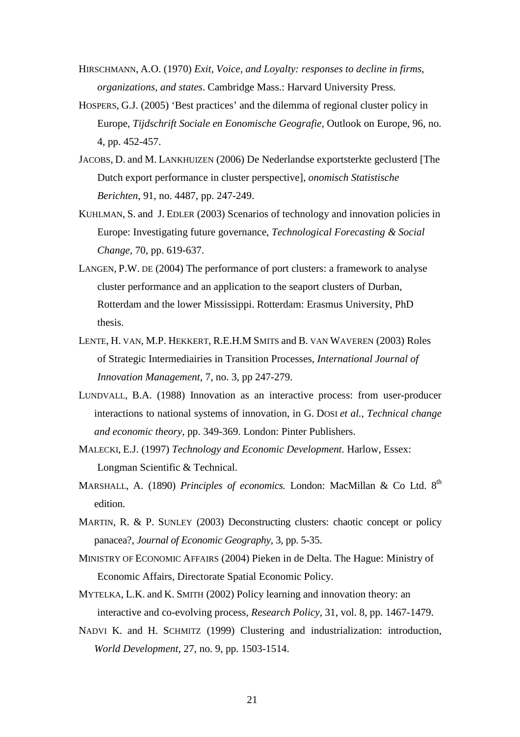HIRSCHMANN, A.O. (1970) *Exit, Voice, and Loyalty: responses to decline in firms, organizations, and states*. Cambridge Mass.: Harvard University Press.

HOSPERS, G.J. (2005) 'Best practices' and the dilemma of regional cluster policy in Europe, *Tijdschrift Sociale en Eonomische Geografie*, Outlook on Europe, 96, no. 4, pp. 452-457.

JACOBS, D. and M. LANKHUIZEN (2006) De Nederlandse exportsterkte geclusterd [The Dutch export performance in cluster perspective], *onomisch Statistische Berichten*, 91, no. 4487, pp. 247-249.

KUHLMAN, S. and J. EDLER (2003) Scenarios of technology and innovation policies in Europe: Investigating future governance, *Technological Forecasting & Social Change*, 70, pp. 619-637.

LANGEN, P.W. DE (2004) The performance of port clusters: a framework to analyse cluster performance and an application to the seaport clusters of Durban, Rotterdam and the lower Mississippi. Rotterdam: Erasmus University, PhD thesis.

LENTE, H. VAN, M.P. HEKKERT, R.E.H.M SMITS and B. VAN WAVEREN (2003) Roles of Strategic Intermediairies in Transition Processes, *International Journal of Innovation Management*, 7, no. 3, pp 247-279.

LUNDVALL, B.A. (1988) Innovation as an interactive process: from user-producer interactions to national systems of innovation, in G. DOSI *et al.*, *Technical change and economic theory*, pp. 349-369. London: Pinter Publishers.

MALECKI, E.J. (1997) *Technology and Economic Development*. Harlow, Essex: Longman Scientific & Technical.

MARSHALL, A. (1890) *Principles of economics.* London: MacMillan & Co Ltd. 8th edition.

MARTIN, R. & P. SUNLEY (2003) Deconstructing clusters: chaotic concept or policy panacea?, *Journal of Economic Geography*, 3, pp. 5-35.

MINISTRY OF ECONOMIC AFFAIRS (2004) Pieken in de Delta. The Hague: Ministry of Economic Affairs, Directorate Spatial Economic Policy.

MYTELKA, L.K. and K. SMITH (2002) Policy learning and innovation theory: an interactive and co-evolving process, *Research Policy*, 31, vol. 8, pp. 1467-1479.

NADVI K. and H. SCHMITZ (1999) Clustering and industrialization: introduction, *World Development*, 27, no. 9, pp. 1503-1514.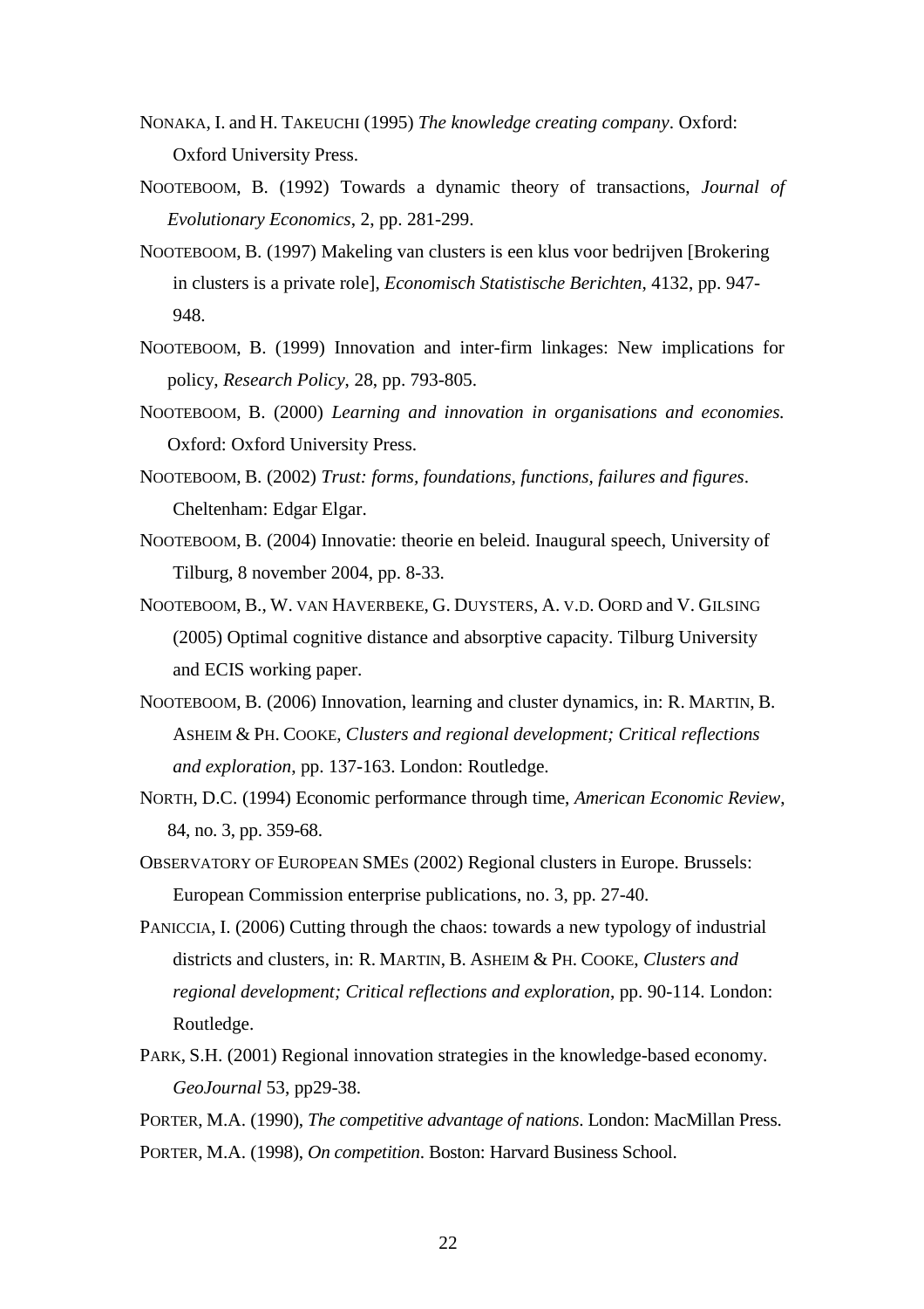NONAKA, I. and H. TAKEUCHI (1995) *The knowledge creating company*. Oxford: Oxford University Press.

NOOTEBOOM, B. (1992) Towards a dynamic theory of transactions, *Journal of Evolutionary Economics*, 2, pp. 281-299.

NOOTEBOOM, B. (1997) Makeling van clusters is een klus voor bedrijven [Brokering in clusters is a private role], *Economisch Statistische Berichten*, 4132, pp. 947-948.

NOOTEBOOM, B. (1999) Innovation and inter-firm linkages: New implications for policy, *Research Policy*, 28, pp. 793-805.

NOOTEBOOM, B. (2000) *Learning and innovation in organisations and economies.* Oxford: Oxford University Press.

NOOTEBOOM, B. (2002) *Trust: forms, foundations, functions, failures and figures*. Cheltenham: Edgar Elgar.

NOOTEBOOM, B. (2004) Innovatie: theorie en beleid. Inaugural speech, University of Tilburg, 8 november 2004, pp. 8-33.

NOOTEBOOM, B., W. VAN HAVERBEKE, G. DUYSTERS, A. V.D. OORD and V. GILSING (2005) Optimal cognitive distance and absorptive capacity. Tilburg University and ECIS working paper.

NOOTEBOOM, B. (2006) Innovation, learning and cluster dynamics, in: R. MARTIN, B. ASHEIM & PH. COOKE, *Clusters and regional development; Critical reflections and exploration*, pp. 137-163. London: Routledge.

NORTH, D.C. (1994) Economic performance through time, *American Economic Review*, 84, no. 3, pp. 359-68.

OBSERVATORY OF EUROPEAN SMEs (2002) Regional clusters in Europe. Brussels: European Commission enterprise publications, no. 3, pp. 27-40.

PANICCIA, I. (2006) Cutting through the chaos: towards a new typology of industrial districts and clusters, in: R. MARTIN, B. ASHEIM & PH. COOKE, *Clusters and regional development; Critical reflections and exploration*, pp. 90-114. London: Routledge.

PARK, S.H. (2001) Regional innovation strategies in the knowledge-based economy. *GeoJournal* 53, pp29-38.

PORTER, M.A. (1990), *The competitive advantage of nations*. London: MacMillan Press.

PORTER, M.A. (1998), *On competition*. Boston: Harvard Business School.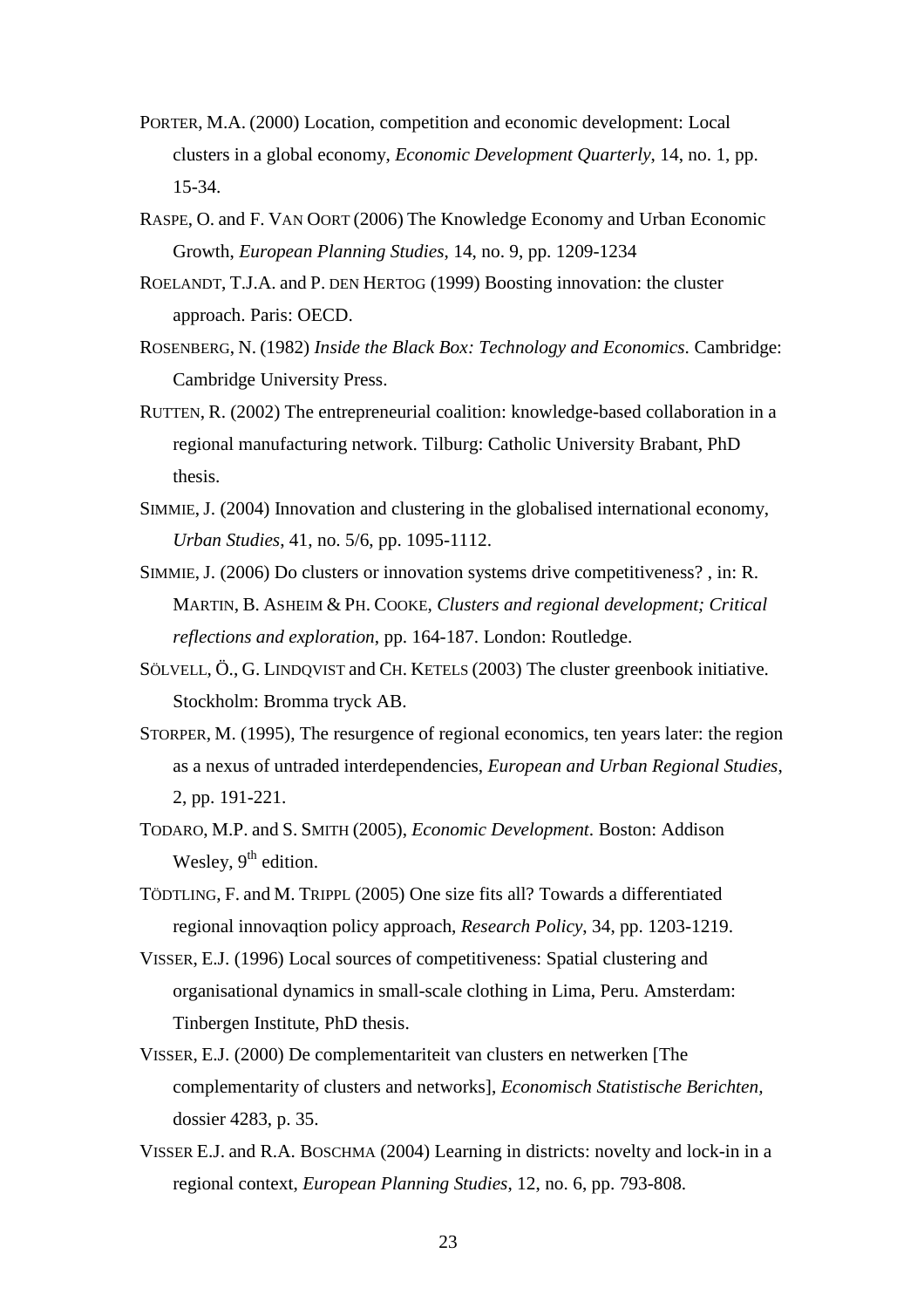PORTER, M.A. (2000) Location, competition and economic development: Local clusters in a global economy, *Economic Development Quarterly*, 14, no. 1, pp. 15-34.

RASPE, O. and F. VAN OORT (2006) The Knowledge Economy and Urban Economic Growth, *European Planning Studies*, 14, no. 9, pp. 1209-1234

ROELANDT, T.J.A. and P. DEN HERTOG (1999) Boosting innovation: the cluster approach. Paris: OECD.

ROSENBERG, N. (1982) *Inside the Black Box: Technology and Economics*. Cambridge: Cambridge University Press.

RUTTEN, R. (2002) The entrepreneurial coalition: knowledge-based collaboration in a regional manufacturing network. Tilburg: Catholic University Brabant, PhD thesis.

SIMMIE, J. (2004) Innovation and clustering in the globalised international economy, *Urban Studies*, 41, no. 5/6, pp. 1095-1112.

SIMMIE, J. (2006) Do clusters or innovation systems drive competitiveness? , in: R. MARTIN, B. ASHEIM & PH. COOKE, *Clusters and regional development; Critical reflections and exploration*, pp. 164-187. London: Routledge.

SÖLVELL, Ö., G. LINDQVIST and CH. KETELS (2003) The cluster greenbook initiative. Stockholm: Bromma tryck AB.

STORPER, M. (1995), The resurgence of regional economics, ten years later: the region as a nexus of untraded interdependencies, *European and Urban Regional Studies*, 2, pp. 191-221.

TODARO, M.P. and S. SMITH (2005), *Economic Development*. Boston: Addison Wesley, 9th edition.

TÖDTLING, F. and M. TRIPPL (2005) One size fits all? Towards a differentiated regional innovaqtion policy approach, *Research Policy*, 34, pp. 1203-1219.

VISSER, E.J. (1996) Local sources of competitiveness: Spatial clustering and organisational dynamics in small-scale clothing in Lima, Peru. Amsterdam: Tinbergen Institute, PhD thesis.

VISSER, E.J. (2000) De complementariteit van clusters en netwerken [The complementarity of clusters and networks], *Economisch Statistische Berichten*, dossier 4283, p. 35.

VISSER E.J. and R.A. BOSCHMA (2004) Learning in districts: novelty and lock-in in a regional context, *European Planning Studies*, 12, no. 6, pp. 793-808.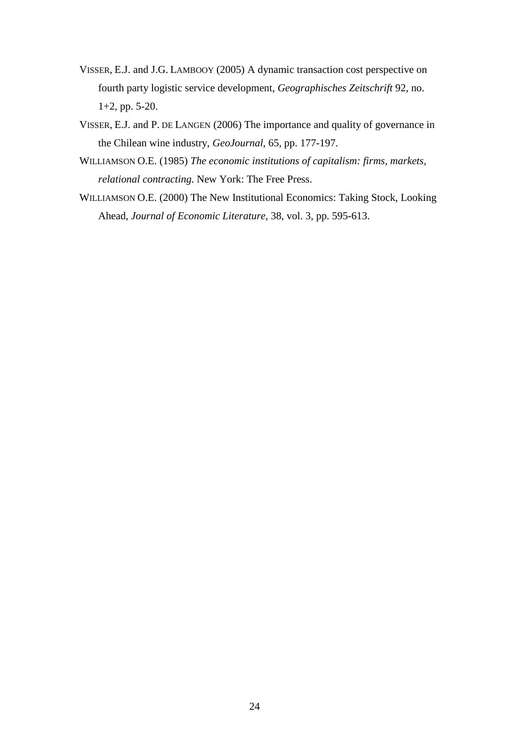VISSER, E.J. and J.G. LAMBOOY (2005) A dynamic transaction cost perspective on fourth party logistic service development, *Geographisches Zeitschrift* 92, no. 1+2, pp. 5-20.

VISSER, E.J. and P. DE LANGEN (2006) The importance and quality of governance in the Chilean wine industry, *GeoJournal*, 65, pp. 177-197.

WILLIAMSON O.E. (1985) *The economic institutions of capitalism: firms, markets, relational contracting*. New York: The Free Press.

WILLIAMSON O.E. (2000) The New Institutional Economics: Taking Stock, Looking Ahead, *Journal of Economic Literature*, 38, vol. 3, pp. 595-613.